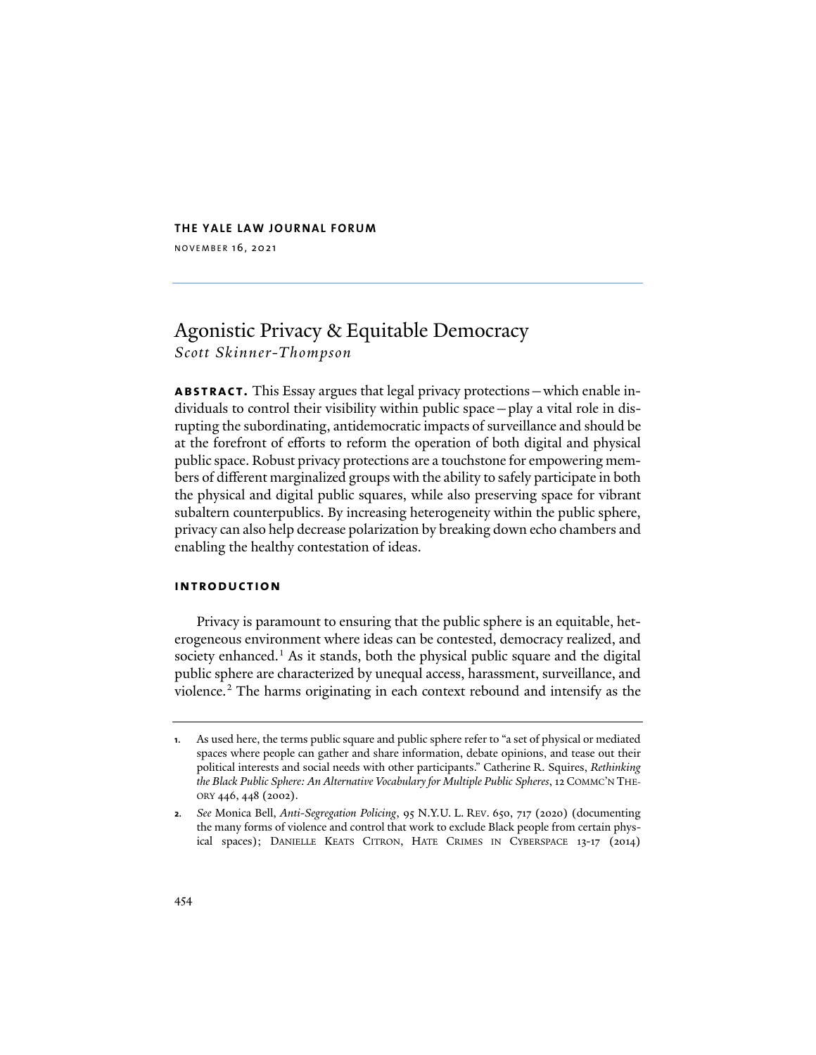THE YALE LAW JOURNAL FORUM

NOVEMBER 16, 2021

# Agonistic Privacy & Equitable Democracy

*Scott Skinner-Thompson*

**ABSTRACT.** This Essay argues that legal privacy protections—which enable individuals to control their visibility within public space—play a vital role in disrupting the subordinating, antidemocratic impacts of surveillance and should be at the forefront of efforts to reform the operation of both digital and physical public space. Robust privacy protections are a touchstone for empowering members of different marginalized groups with the ability to safely participate in both the physical and digital public squares, while also preserving space for vibrant subaltern counterpublics. By increasing heterogeneity within the public sphere, privacy can also help decrease polarization by breaking down echo chambers and enabling the healthy contestation of ideas.

## INTRODUCTION

Privacy is paramount to ensuring that the public sphere is an equitable, heterogeneous environment where ideas can be contested, democracy realized, and society enhanced.[1] As it stands, both the physical public square and the digital public sphere are characterized by unequal access, harassment, surveillance, and violence.[2] The harms originating in each context rebound and intensify as the

---

1. As used here, the terms public square and public sphere refer to "a set of physical or mediated spaces where people can gather and share information, debate opinions, and tease out their political interests and social needs with other participants." Catherine R. Squires, *Rethinking the Black Public Sphere: An Alternative Vocabulary for Multiple Public Spheres*, 12 COMMC'N THEORY 446, 448 (2002).

2. *See* Monica Bell, *Anti-Segregation Policing*, 95 N.Y.U. L. REV. 650, 717 (2020) (documenting the many forms of violence and control that work to exclude Black people from certain physical spaces); DANIELLE KEATS CITRON, HATE CRIMES IN CYBERSPACE 13-17 (2014)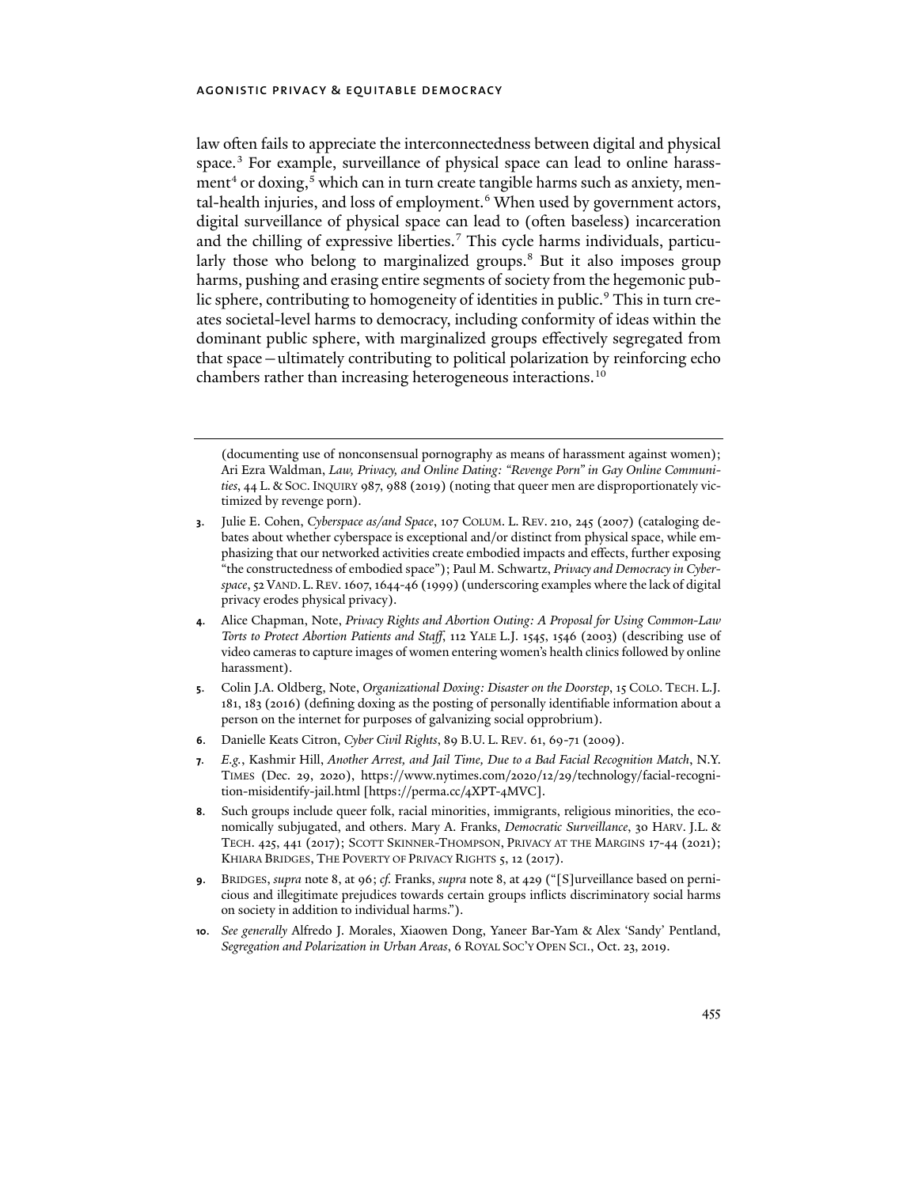law often fails to appreciate the interconnectedness between digital and physical space.[3] For example, surveillance of physical space can lead to online harassment[4] or doxing,[5] which can in turn create tangible harms such as anxiety, mental-health injuries, and loss of employment.[6] When used by government actors, digital surveillance of physical space can lead to (often baseless) incarceration and the chilling of expressive liberties.[7] This cycle harms individuals, particularly those who belong to marginalized groups.[8] But it also imposes group harms, pushing and erasing entire segments of society from the hegemonic public sphere, contributing to homogeneity of identities in public.[9] This in turn creates societal-level harms to democracy, including conformity of ideas within the dominant public sphere, with marginalized groups effectively segregated from that space—ultimately contributing to political polarization by reinforcing echo chambers rather than increasing heterogeneous interactions.[10]

---

(documenting use of nonconsensual pornography as means of harassment against women); Ari Ezra Waldman, *Law, Privacy, and Online Dating: "Revenge Porn" in Gay Online Communities*, 44 L. & SOC. INQUIRY 987, 988 (2019) (noting that queer men are disproportionately victimized by revenge porn).

3. Julie E. Cohen, *Cyberspace as/and Space*, 107 COLUM. L. REV. 210, 245 (2007) (cataloging debates about whether cyberspace is exceptional and/or distinct from physical space, while emphasizing that our networked activities create embodied impacts and effects, further exposing "the constructedness of embodied space"); Paul M. Schwartz, *Privacy and Democracy in Cyberspace*, 52 VAND. L. REV. 1607, 1644-46 (1999) (underscoring examples where the lack of digital privacy erodes physical privacy).

4. Alice Chapman, Note, *Privacy Rights and Abortion Outing: A Proposal for Using Common-Law Torts to Protect Abortion Patients and Staff*, 112 YALE L.J. 1545, 1546 (2003) (describing use of video cameras to capture images of women entering women's health clinics followed by online harassment).

5. Colin J.A. Oldberg, Note, *Organizational Doxing: Disaster on the Doorstep*, 15 COLO. TECH. L.J. 181, 183 (2016) (defining doxing as the posting of personally identifiable information about a person on the internet for purposes of galvanizing social opprobrium).

6. Danielle Keats Citron, *Cyber Civil Rights*, 89 B.U. L. REV. 61, 69-71 (2009).

7. *E.g.*, Kashmir Hill, *Another Arrest, and Jail Time, Due to a Bad Facial Recognition Match*, N.Y. TIMES (Dec. 29, 2020), https://www.nytimes.com/2020/12/29/technology/facial-recognition-misidentify-jail.html [https://perma.cc/4XPT-4MVC].

8. Such groups include queer folk, racial minorities, immigrants, religious minorities, the economically subjugated, and others. Mary A. Franks, *Democratic Surveillance*, 30 HARV. J.L. & TECH. 425, 441 (2017); SCOTT SKINNER-THOMPSON, PRIVACY AT THE MARGINS 17-44 (2021); KHIARA BRIDGES, THE POVERTY OF PRIVACY RIGHTS 5, 12 (2017).

9. BRIDGES, *supra* note 8, at 96; *cf.* Franks, *supra* note 8, at 429 ("[S]urveillance based on pernicious and illegitimate prejudices towards certain groups inflicts discriminatory social harms on society in addition to individual harms.").

10. *See generally* Alfredo J. Morales, Xiaowen Dong, Yaneer Bar-Yam & Alex 'Sandy' Pentland, *Segregation and Polarization in Urban Areas*, 6 ROYAL SOC'Y OPEN SCI., Oct. 23, 2019.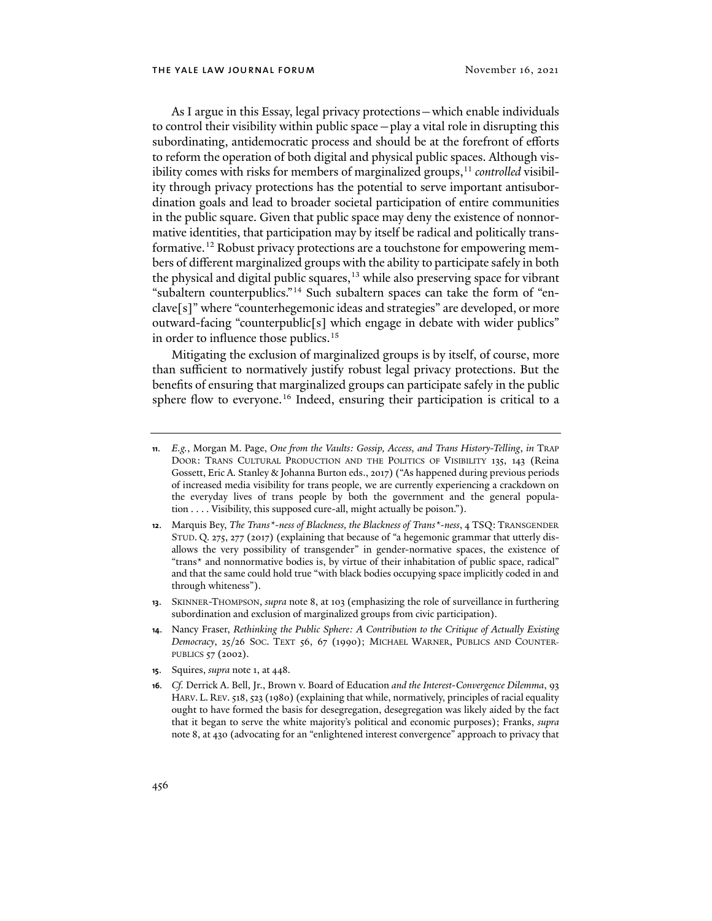As I argue in this Essay, legal privacy protections—which enable individuals to control their visibility within public space—play a vital role in disrupting this subordinating, antidemocratic process and should be at the forefront of efforts to reform the operation of both digital and physical public spaces. Although visibility comes with risks for members of marginalized groups,[11] *controlled* visibility through privacy protections has the potential to serve important antisubordination goals and lead to broader societal participation of entire communities in the public square. Given that public space may deny the existence of nonnormative identities, that participation may by itself be radical and politically transformative.[12] Robust privacy protections are a touchstone for empowering members of different marginalized groups with the ability to participate safely in both the physical and digital public squares,[13] while also preserving space for vibrant "subaltern counterpublics."[14] Such subaltern spaces can take the form of "enclave[s]" where "counterhegemonic ideas and strategies" are developed, or more outward-facing "counterpublic[s] which engage in debate with wider publics" in order to influence those publics.[15]

Mitigating the exclusion of marginalized groups is by itself, of course, more than sufficient to normatively justify robust legal privacy protections. But the benefits of ensuring that marginalized groups can participate safely in the public sphere flow to everyone.[16] Indeed, ensuring their participation is critical to a

---

11. *E.g.*, Morgan M. Page, *One from the Vaults: Gossip, Access, and Trans History-Telling*, *in* TRAP DOOR: TRANS CULTURAL PRODUCTION AND THE POLITICS OF VISIBILITY 135, 143 (Reina Gossett, Eric A. Stanley & Johanna Burton eds., 2017) ("As happened during previous periods of increased media visibility for trans people, we are currently experiencing a crackdown on the everyday lives of trans people by both the government and the general population . . . . Visibility, this supposed cure-all, might actually be poison.").

12. Marquis Bey, *The Trans\*-ness of Blackness, the Blackness of Trans\*-ness*, 4 TSQ: TRANSGENDER STUD. Q. 275, 277 (2017) (explaining that because of "a hegemonic grammar that utterly disallows the very possibility of transgender" in gender-normative spaces, the existence of "trans\* and nonnormative bodies is, by virtue of their inhabitation of public space, radical" and that the same could hold true "with black bodies occupying space implicitly coded in and through whiteness").

13. SKINNER-THOMPSON, *supra* note 8, at 103 (emphasizing the role of surveillance in furthering subordination and exclusion of marginalized groups from civic participation).

14. Nancy Fraser, *Rethinking the Public Sphere: A Contribution to the Critique of Actually Existing Democracy*, 25/26 SOC. TEXT 56, 67 (1990); MICHAEL WARNER, PUBLICS AND COUNTERPUBLICS 57 (2002).

15. Squires, *supra* note 1, at 448.

16. *Cf.* Derrick A. Bell, Jr., Brown v. Board of Education *and the Interest-Convergence Dilemma*, 93 HARV. L. REV. 518, 523 (1980) (explaining that while, normatively, principles of racial equality ought to have formed the basis for desegregation, desegregation was likely aided by the fact that it began to serve the white majority's political and economic purposes); Franks, *supra* note 8, at 430 (advocating for an "enlightened interest convergence" approach to privacy that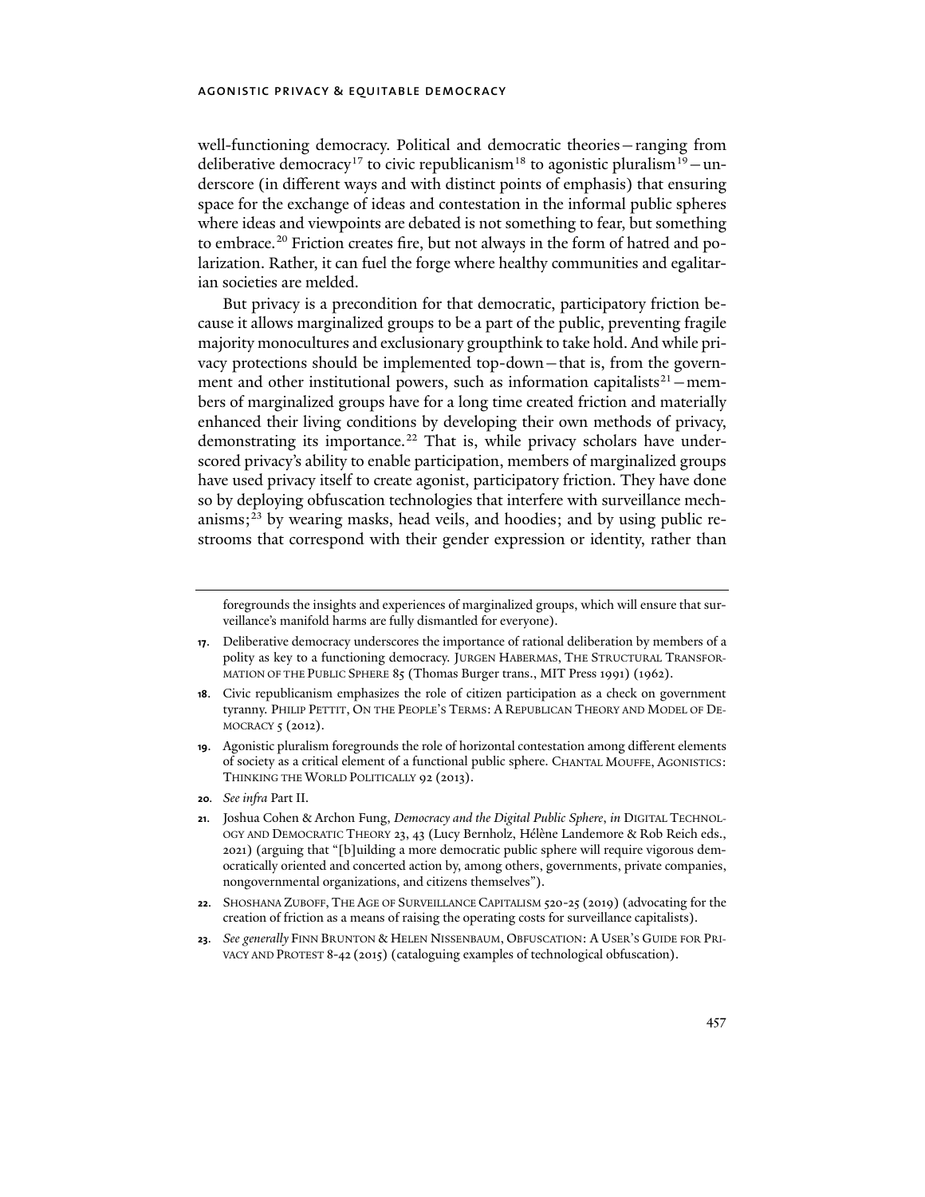well-functioning democracy. Political and democratic theories—ranging from deliberative democracy[17] to civic republicanism[18] to agonistic pluralism[19]—underscore (in different ways and with distinct points of emphasis) that ensuring space for the exchange of ideas and contestation in the informal public spheres where ideas and viewpoints are debated is not something to fear, but something to embrace.[20] Friction creates fire, but not always in the form of hatred and polarization. Rather, it can fuel the forge where healthy communities and egalitarian societies are melded.

But privacy is a precondition for that democratic, participatory friction because it allows marginalized groups to be a part of the public, preventing fragile majority monocultures and exclusionary groupthink to take hold. And while privacy protections should be implemented top-down—that is, from the government and other institutional powers, such as information capitalists[21]—members of marginalized groups have for a long time created friction and materially enhanced their living conditions by developing their own methods of privacy, demonstrating its importance.[22] That is, while privacy scholars have underscored privacy's ability to enable participation, members of marginalized groups have used privacy itself to create agonist, participatory friction. They have done so by deploying obfuscation technologies that interfere with surveillance mechanisms;[23] by wearing masks, head veils, and hoodies; and by using public restrooms that correspond with their gender expression or identity, rather than

---

foregrounds the insights and experiences of marginalized groups, which will ensure that surveillance's manifold harms are fully dismantled for everyone).

17. Deliberative democracy underscores the importance of rational deliberation by members of a polity as key to a functioning democracy. JURGEN HABERMAS, THE STRUCTURAL TRANSFORMATION OF THE PUBLIC SPHERE 85 (Thomas Burger trans., MIT Press 1991) (1962).

18. Civic republicanism emphasizes the role of citizen participation as a check on government tyranny. PHILIP PETTIT, ON THE PEOPLE'S TERMS: A REPUBLICAN THEORY AND MODEL OF DEMOCRACY 5 (2012).

19. Agonistic pluralism foregrounds the role of horizontal contestation among different elements of society as a critical element of a functional public sphere. CHANTAL MOUFFE, AGONISTICS: THINKING THE WORLD POLITICALLY 92 (2013).

20. *See infra* Part II.

21. Joshua Cohen & Archon Fung, *Democracy and the Digital Public Sphere*, *in* DIGITAL TECHNOLOGY AND DEMOCRATIC THEORY 23, 43 (Lucy Bernholz, Hélène Landemore & Rob Reich eds., 2021) (arguing that "[b]uilding a more democratic public sphere will require vigorous democratically oriented and concerted action by, among others, governments, private companies, nongovernmental organizations, and citizens themselves").

22. SHOSHANA ZUBOFF, THE AGE OF SURVEILLANCE CAPITALISM 520-25 (2019) (advocating for the creation of friction as a means of raising the operating costs for surveillance capitalists).

23. *See generally* FINN BRUNTON & HELEN NISSENBAUM, OBFUSCATION: A USER'S GUIDE FOR PRIVACY AND PROTEST 8-42 (2015) (cataloguing examples of technological obfuscation).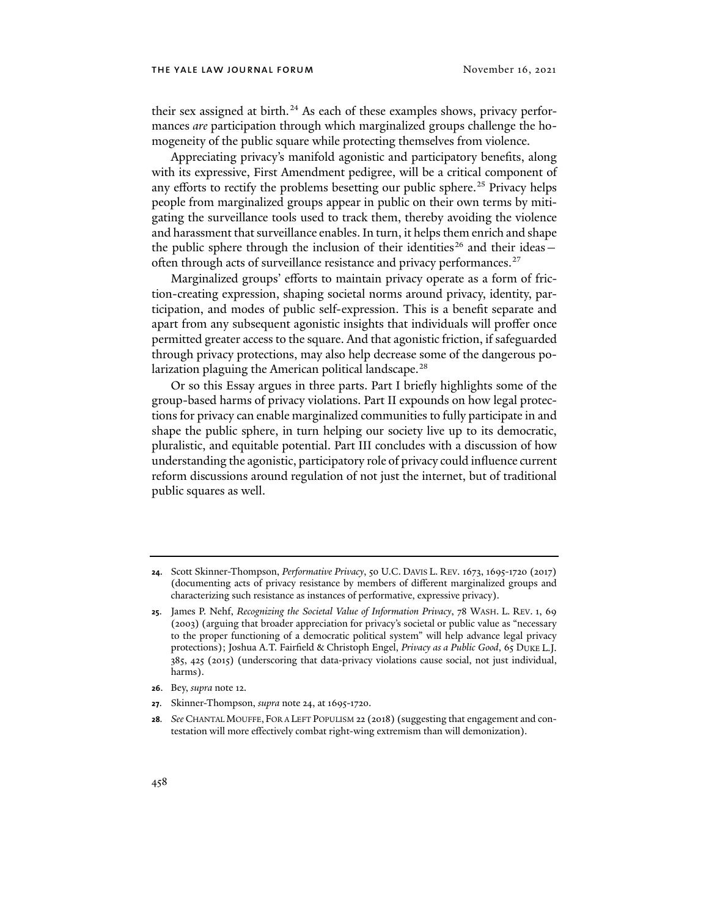their sex assigned at birth.[24] As each of these examples shows, privacy performances *are* participation through which marginalized groups challenge the homogeneity of the public square while protecting themselves from violence.

Appreciating privacy's manifold agonistic and participatory benefits, along with its expressive, First Amendment pedigree, will be a critical component of any efforts to rectify the problems besetting our public sphere.[25] Privacy helps people from marginalized groups appear in public on their own terms by mitigating the surveillance tools used to track them, thereby avoiding the violence and harassment that surveillance enables. In turn, it helps them enrich and shape the public sphere through the inclusion of their identities[26] and their ideas—often through acts of surveillance resistance and privacy performances.[27]

Marginalized groups' efforts to maintain privacy operate as a form of friction-creating expression, shaping societal norms around privacy, identity, participation, and modes of public self-expression. This is a benefit separate and apart from any subsequent agonistic insights that individuals will proffer once permitted greater access to the square. And that agonistic friction, if safeguarded through privacy protections, may also help decrease some of the dangerous polarization plaguing the American political landscape.[28]

Or so this Essay argues in three parts. Part I briefly highlights some of the group-based harms of privacy violations. Part II expounds on how legal protections for privacy can enable marginalized communities to fully participate in and shape the public sphere, in turn helping our society live up to its democratic, pluralistic, and equitable potential. Part III concludes with a discussion of how understanding the agonistic, participatory role of privacy could influence current reform discussions around regulation of not just the internet, but of traditional public squares as well.

---

**24**. Scott Skinner-Thompson, *Performative Privacy*, 50 U.C. DAVIS L. REV. 1673, 1695-1720 (2017) (documenting acts of privacy resistance by members of different marginalized groups and characterizing such resistance as instances of performative, expressive privacy).

**25**. James P. Nehf, *Recognizing the Societal Value of Information Privacy*, 78 WASH. L. REV. 1, 69 (2003) (arguing that broader appreciation for privacy's societal or public value as "necessary to the proper functioning of a democratic political system" will help advance legal privacy protections); Joshua A.T. Fairfield & Christoph Engel, *Privacy as a Public Good*, 65 DUKE L.J. 385, 425 (2015) (underscoring that data-privacy violations cause social, not just individual, harms).

**26**. Bey, *supra* note 12.

**27**. Skinner-Thompson, *supra* note 24, at 1695-1720.

**28**. *See* CHANTAL MOUFFE, FOR A LEFT POPULISM 22 (2018) (suggesting that engagement and contestation will more effectively combat right-wing extremism than will demonization).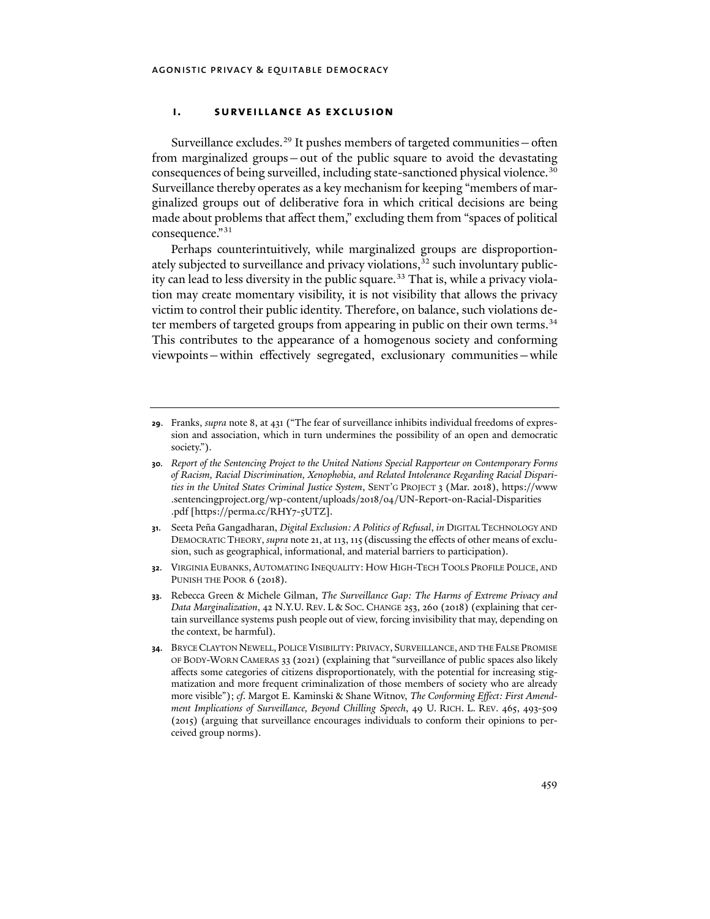## I. SURVEILLANCE AS EXCLUSION

Surveillance excludes.[29] It pushes members of targeted communities—often from marginalized groups—out of the public square to avoid the devastating consequences of being surveilled, including state-sanctioned physical violence.[30] Surveillance thereby operates as a key mechanism for keeping "members of marginalized groups out of deliberative fora in which critical decisions are being made about problems that affect them," excluding them from "spaces of political consequence."[31]

Perhaps counterintuitively, while marginalized groups are disproportionately subjected to surveillance and privacy violations,[32] such involuntary publicity can lead to less diversity in the public square.[33] That is, while a privacy violation may create momentary visibility, it is not visibility that allows the privacy victim to control their public identity. Therefore, on balance, such violations deter members of targeted groups from appearing in public on their own terms.[34] This contributes to the appearance of a homogenous society and conforming viewpoints—within effectively segregated, exclusionary communities—while

---

**29.** Franks, *supra* note 8, at 431 ("The fear of surveillance inhibits individual freedoms of expression and association, which in turn undermines the possibility of an open and democratic society.").

**30.** *Report of the Sentencing Project to the United Nations Special Rapporteur on Contemporary Forms of Racism, Racial Discrimination, Xenophobia, and Related Intolerance Regarding Racial Disparities in the United States Criminal Justice System*, SENT'G PROJECT 3 (Mar. 2018), https://www.sentencingproject.org/wp-content/uploads/2018/04/UN-Report-on-Racial-Disparities.pdf [https://perma.cc/RHY7-5UTZ].

**31.** Seeta Peña Gangadharan, *Digital Exclusion: A Politics of Refusal*, *in* DIGITAL TECHNOLOGY AND DEMOCRATIC THEORY, *supra* note 21, at 113, 115 (discussing the effects of other means of exclusion, such as geographical, informational, and material barriers to participation).

**32.** VIRGINIA EUBANKS, AUTOMATING INEQUALITY: HOW HIGH-TECH TOOLS PROFILE POLICE, AND PUNISH THE POOR 6 (2018).

**33.** Rebecca Green & Michele Gilman, *The Surveillance Gap: The Harms of Extreme Privacy and Data Marginalization*, 42 N.Y.U. REV. L & SOC. CHANGE 253, 260 (2018) (explaining that certain surveillance systems push people out of view, forcing invisibility that may, depending on the context, be harmful).

**34.** BRYCE CLAYTON NEWELL, POLICE VISIBILITY: PRIVACY, SURVEILLANCE, AND THE FALSE PROMISE OF BODY-WORN CAMERAS 33 (2021) (explaining that "surveillance of public spaces also likely affects some categories of citizens disproportionately, with the potential for increasing stigmatization and more frequent criminalization of those members of society who are already more visible"); *cf.* Margot E. Kaminski & Shane Witnov, *The Conforming Effect: First Amendment Implications of Surveillance, Beyond Chilling Speech*, 49 U. RICH. L. REV. 465, 493-509 (2015) (arguing that surveillance encourages individuals to conform their opinions to perceived group norms).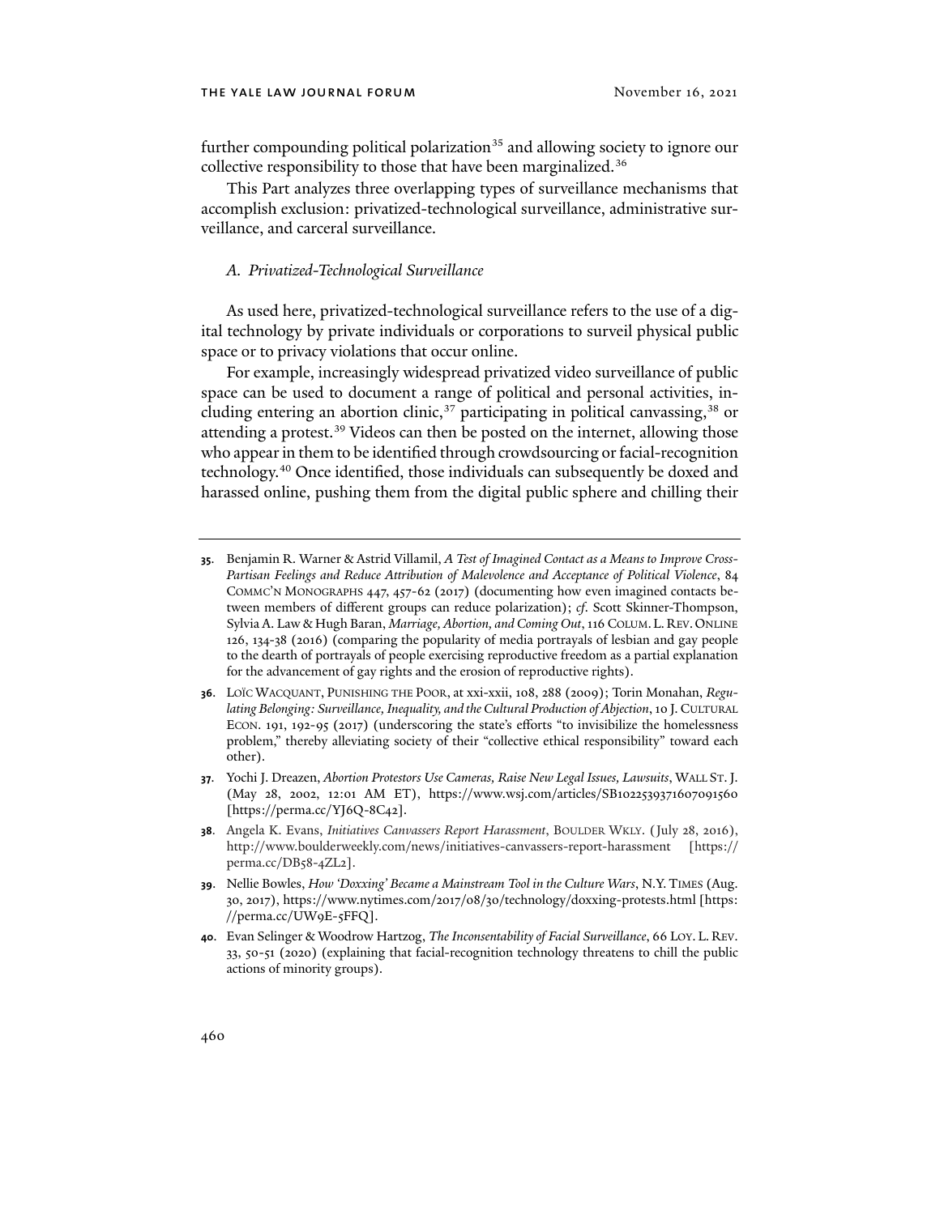further compounding political polarization[35] and allowing society to ignore our collective responsibility to those that have been marginalized.[36]

This Part analyzes three overlapping types of surveillance mechanisms that accomplish exclusion: privatized-technological surveillance, administrative surveillance, and carceral surveillance.

### *A. Privatized-Technological Surveillance*

As used here, privatized-technological surveillance refers to the use of a digital technology by private individuals or corporations to surveil physical public space or to privacy violations that occur online.

For example, increasingly widespread privatized video surveillance of public space can be used to document a range of political and personal activities, including entering an abortion clinic,[37] participating in political canvassing,[38] or attending a protest.[39] Videos can then be posted on the internet, allowing those who appear in them to be identified through crowdsourcing or facial-recognition technology.[40] Once identified, those individuals can subsequently be doxed and harassed online, pushing them from the digital public sphere and chilling their

---

**35.** Benjamin R. Warner & Astrid Villamil, *A Test of Imagined Contact as a Means to Improve Cross-Partisan Feelings and Reduce Attribution of Malevolence and Acceptance of Political Violence*, 84 COMMC'N MONOGRAPHS 447, 457-62 (2017) (documenting how even imagined contacts between members of different groups can reduce polarization); *cf.* Scott Skinner-Thompson, Sylvia A. Law & Hugh Baran, *Marriage, Abortion, and Coming Out*, 116 COLUM. L. REV. ONLINE 126, 134-38 (2016) (comparing the popularity of media portrayals of lesbian and gay people to the dearth of portrayals of people exercising reproductive freedom as a partial explanation for the advancement of gay rights and the erosion of reproductive rights).

**36.** LOÏC WACQUANT, PUNISHING THE POOR, at xxi-xxii, 108, 288 (2009); Torin Monahan, *Regulating Belonging: Surveillance, Inequality, and the Cultural Production of Abjection*, 10 J. CULTURAL ECON. 191, 192-95 (2017) (underscoring the state's efforts "to invisibilize the homelessness problem," thereby alleviating society of their "collective ethical responsibility" toward each other).

**37.** Yochi J. Dreazen, *Abortion Protestors Use Cameras, Raise New Legal Issues, Lawsuits*, WALL ST. J. (May 28, 2002, 12:01 AM ET), https://www.wsj.com/articles/SB1022539371607091560 [https://perma.cc/YJ6Q-8C42].

**38.** Angela K. Evans, *Initiatives Canvassers Report Harassment*, BOULDER WKLY. (July 28, 2016), http://www.boulderweekly.com/news/initiatives-canvassers-report-harassment [https://perma.cc/DB58-4ZL2].

**39.** Nellie Bowles, *How 'Doxxing' Became a Mainstream Tool in the Culture Wars*, N.Y. TIMES (Aug. 30, 2017), https://www.nytimes.com/2017/08/30/technology/doxxing-protests.html [https://perma.cc/UW9E-5FFQ].

**40.** Evan Selinger & Woodrow Hartzog, *The Inconsentability of Facial Surveillance*, 66 LOY. L. REV. 33, 50-51 (2020) (explaining that facial-recognition technology threatens to chill the public actions of minority groups).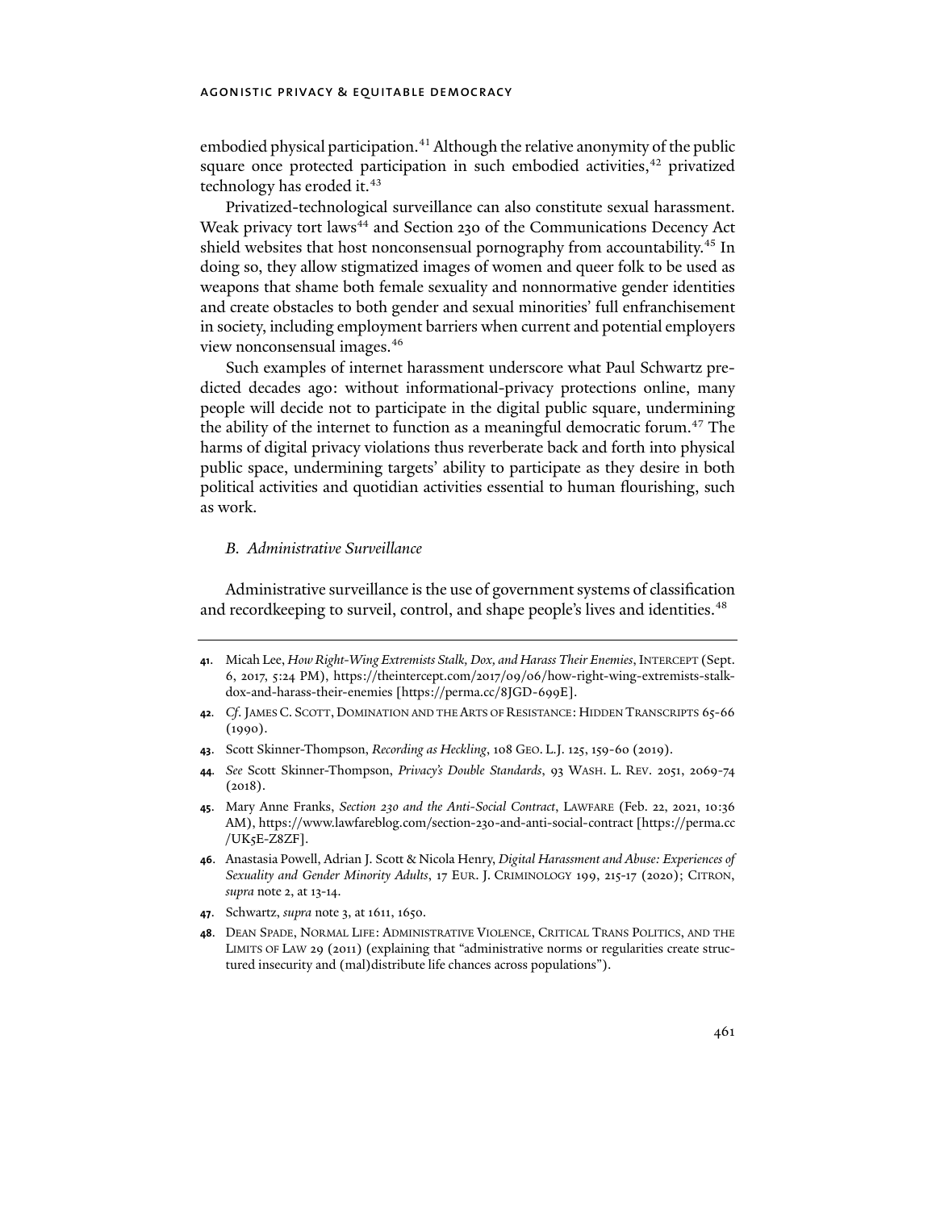embodied physical participation.[41] Although the relative anonymity of the public square once protected participation in such embodied activities,[42] privatized technology has eroded it.[43]

Privatized-technological surveillance can also constitute sexual harassment. Weak privacy tort laws[44] and Section 230 of the Communications Decency Act shield websites that host nonconsensual pornography from accountability.[45] In doing so, they allow stigmatized images of women and queer folk to be used as weapons that shame both female sexuality and nonnormative gender identities and create obstacles to both gender and sexual minorities' full enfranchisement in society, including employment barriers when current and potential employers view nonconsensual images.[46]

Such examples of internet harassment underscore what Paul Schwartz predicted decades ago: without informational-privacy protections online, many people will decide not to participate in the digital public square, undermining the ability of the internet to function as a meaningful democratic forum.[47] The harms of digital privacy violations thus reverberate back and forth into physical public space, undermining targets' ability to participate as they desire in both political activities and quotidian activities essential to human flourishing, such as work.

### *B. Administrative Surveillance*

Administrative surveillance is the use of government systems of classification and recordkeeping to surveil, control, and shape people's lives and identities.[48]

---

**41.** Micah Lee, *How Right-Wing Extremists Stalk, Dox, and Harass Their Enemies*, INTERCEPT (Sept. 6, 2017, 5:24 PM), https://theintercept.com/2017/09/06/how-right-wing-extremists-stalk-dox-and-harass-their-enemies [https://perma.cc/8JGD-699E].

**42.** *Cf.* JAMES C. SCOTT, DOMINATION AND THE ARTS OF RESISTANCE: HIDDEN TRANSCRIPTS 65-66 (1990).

**43.** Scott Skinner-Thompson, *Recording as Heckling*, 108 GEO. L.J. 125, 159-60 (2019).

**44.** *See* Scott Skinner-Thompson, *Privacy's Double Standards*, 93 WASH. L. REV. 2051, 2069-74 (2018).

**45.** Mary Anne Franks, *Section 230 and the Anti-Social Contract*, LAWFARE (Feb. 22, 2021, 10:36 AM), https://www.lawfareblog.com/section-230-and-anti-social-contract [https://perma.cc/UK5E-Z8ZF].

**46.** Anastasia Powell, Adrian J. Scott & Nicola Henry, *Digital Harassment and Abuse: Experiences of Sexuality and Gender Minority Adults*, 17 EUR. J. CRIMINOLOGY 199, 215-17 (2020); CITRON, *supra* note 2, at 13-14.

**47.** Schwartz, *supra* note 3, at 1611, 1650.

**48.** DEAN SPADE, NORMAL LIFE: ADMINISTRATIVE VIOLENCE, CRITICAL TRANS POLITICS, AND THE LIMITS OF LAW 29 (2011) (explaining that "administrative norms or regularities create structured insecurity and (mal)distribute life chances across populations").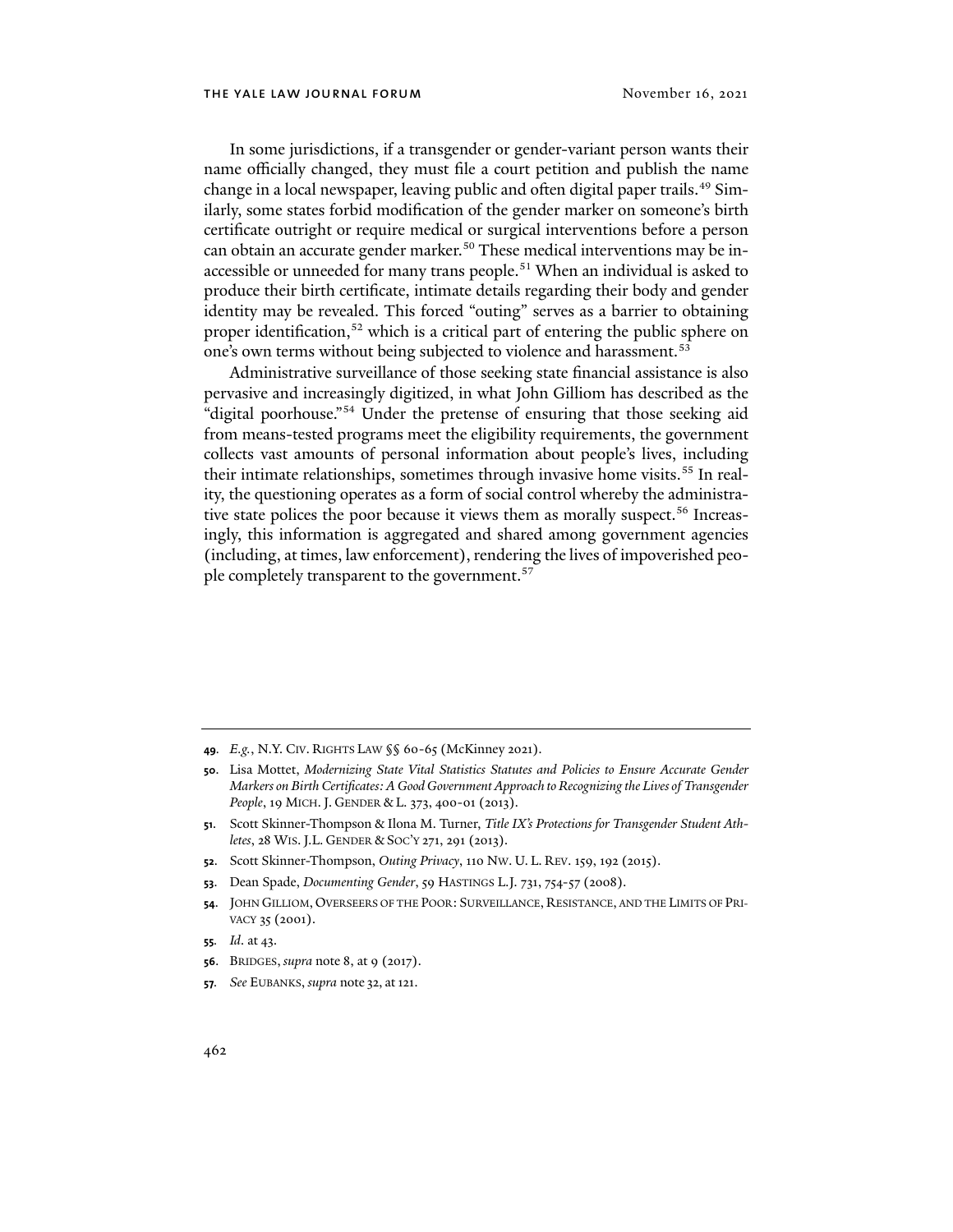In some jurisdictions, if a transgender or gender-variant person wants their name officially changed, they must file a court petition and publish the name change in a local newspaper, leaving public and often digital paper trails.[49] Similarly, some states forbid modification of the gender marker on someone's birth certificate outright or require medical or surgical interventions before a person can obtain an accurate gender marker.[50] These medical interventions may be inaccessible or unneeded for many trans people.[51] When an individual is asked to produce their birth certificate, intimate details regarding their body and gender identity may be revealed. This forced "outing" serves as a barrier to obtaining proper identification,[52] which is a critical part of entering the public sphere on one's own terms without being subjected to violence and harassment.[53]

Administrative surveillance of those seeking state financial assistance is also pervasive and increasingly digitized, in what John Gilliom has described as the "digital poorhouse."[54] Under the pretense of ensuring that those seeking aid from means-tested programs meet the eligibility requirements, the government collects vast amounts of personal information about people's lives, including their intimate relationships, sometimes through invasive home visits.[55] In reality, the questioning operates as a form of social control whereby the administrative state polices the poor because it views them as morally suspect.[56] Increasingly, this information is aggregated and shared among government agencies (including, at times, law enforcement), rendering the lives of impoverished people completely transparent to the government.[57]

---

**49.** *E.g.*, N.Y. CIV. RIGHTS LAW §§ 60-65 (McKinney 2021).

**50.** Lisa Mottet, *Modernizing State Vital Statistics Statutes and Policies to Ensure Accurate Gender Markers on Birth Certificates: A Good Government Approach to Recognizing the Lives of Transgender People*, 19 MICH. J. GENDER & L. 373, 400-01 (2013).

**51.** Scott Skinner-Thompson & Ilona M. Turner, *Title IX's Protections for Transgender Student Athletes*, 28 WIS. J.L. GENDER & SOC'Y 271, 291 (2013).

**52.** Scott Skinner-Thompson, *Outing Privacy*, 110 NW. U. L. REV. 159, 192 (2015).

**53.** Dean Spade, *Documenting Gender*, 59 HASTINGS L.J. 731, 754-57 (2008).

**54.** JOHN GILLIOM, OVERSEERS OF THE POOR: SURVEILLANCE, RESISTANCE, AND THE LIMITS OF PRIVACY 35 (2001).

**55.** *Id.* at 43.

**56.** BRIDGES, *supra* note 8, at 9 (2017).

**57.** *See* EUBANKS, *supra* note 32, at 121.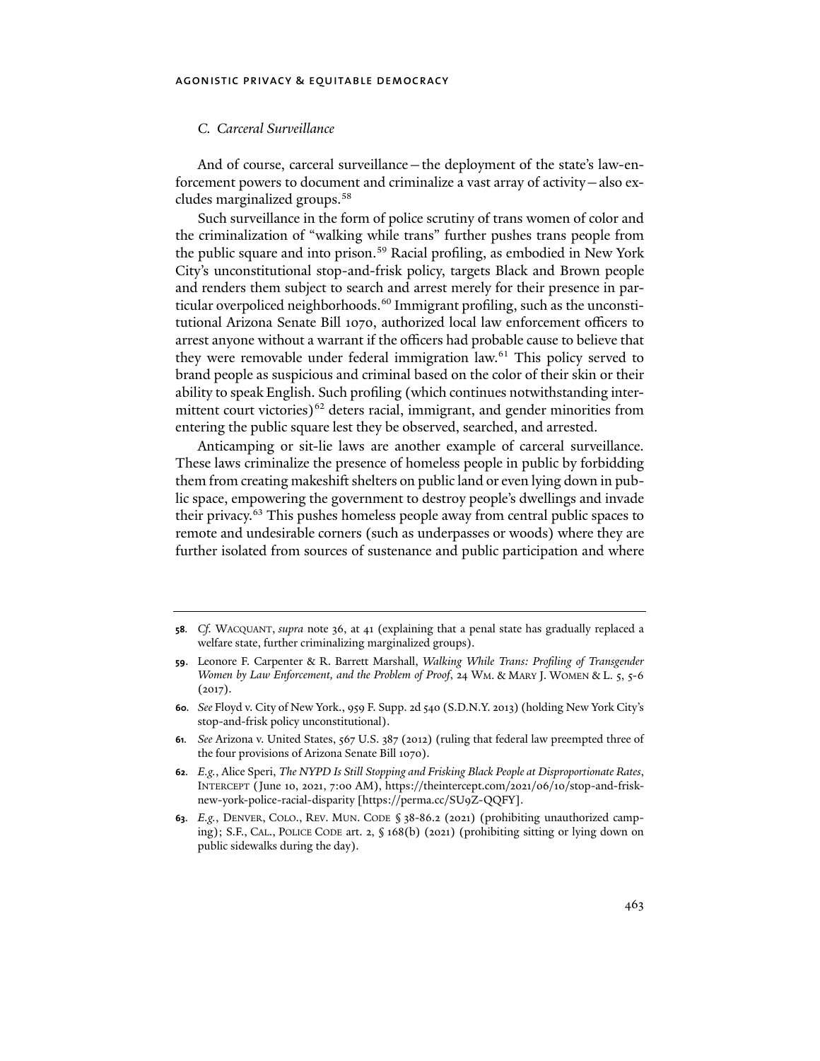### *C. Carceral Surveillance*

And of course, carceral surveillance—the deployment of the state's law-enforcement powers to document and criminalize a vast array of activity—also excludes marginalized groups.[58]

Such surveillance in the form of police scrutiny of trans women of color and the criminalization of "walking while trans" further pushes trans people from the public square and into prison.[59] Racial profiling, as embodied in New York City's unconstitutional stop-and-frisk policy, targets Black and Brown people and renders them subject to search and arrest merely for their presence in particular overpoliced neighborhoods.[60] Immigrant profiling, such as the unconstitutional Arizona Senate Bill 1070, authorized local law enforcement officers to arrest anyone without a warrant if the officers had probable cause to believe that they were removable under federal immigration law.[61] This policy served to brand people as suspicious and criminal based on the color of their skin or their ability to speak English. Such profiling (which continues notwithstanding intermittent court victories)[62] deters racial, immigrant, and gender minorities from entering the public square lest they be observed, searched, and arrested.

Anticamping or sit-lie laws are another example of carceral surveillance. These laws criminalize the presence of homeless people in public by forbidding them from creating makeshift shelters on public land or even lying down in public space, empowering the government to destroy people's dwellings and invade their privacy.[63] This pushes homeless people away from central public spaces to remote and undesirable corners (such as underpasses or woods) where they are further isolated from sources of sustenance and public participation and where

---

**58**. *Cf.* Wacquant, *supra* note 36, at 41 (explaining that a penal state has gradually replaced a welfare state, further criminalizing marginalized groups).

**59**. Leonore F. Carpenter & R. Barrett Marshall, *Walking While Trans: Profiling of Transgender Women by Law Enforcement, and the Problem of Proof*, 24 Wm. & Mary J. Women & L. 5, 5-6 (2017).

**60**. *See* Floyd v. City of New York., 959 F. Supp. 2d 540 (S.D.N.Y. 2013) (holding New York City's stop-and-frisk policy unconstitutional).

**61**. *See* Arizona v. United States, 567 U.S. 387 (2012) (ruling that federal law preempted three of the four provisions of Arizona Senate Bill 1070).

**62**. *E.g.*, Alice Speri, *The NYPD Is Still Stopping and Frisking Black People at Disproportionate Rates*, Intercept (June 10, 2021, 7:00 AM), https://theintercept.com/2021/06/10/stop-and-frisk-new-york-police-racial-disparity [https://perma.cc/SU9Z-QQFY].

**63**. *E.g.*, Denver, Colo., Rev. Mun. Code § 38-86.2 (2021) (prohibiting unauthorized camping); S.F., Cal., Police Code art. 2, § 168(b) (2021) (prohibiting sitting or lying down on public sidewalks during the day).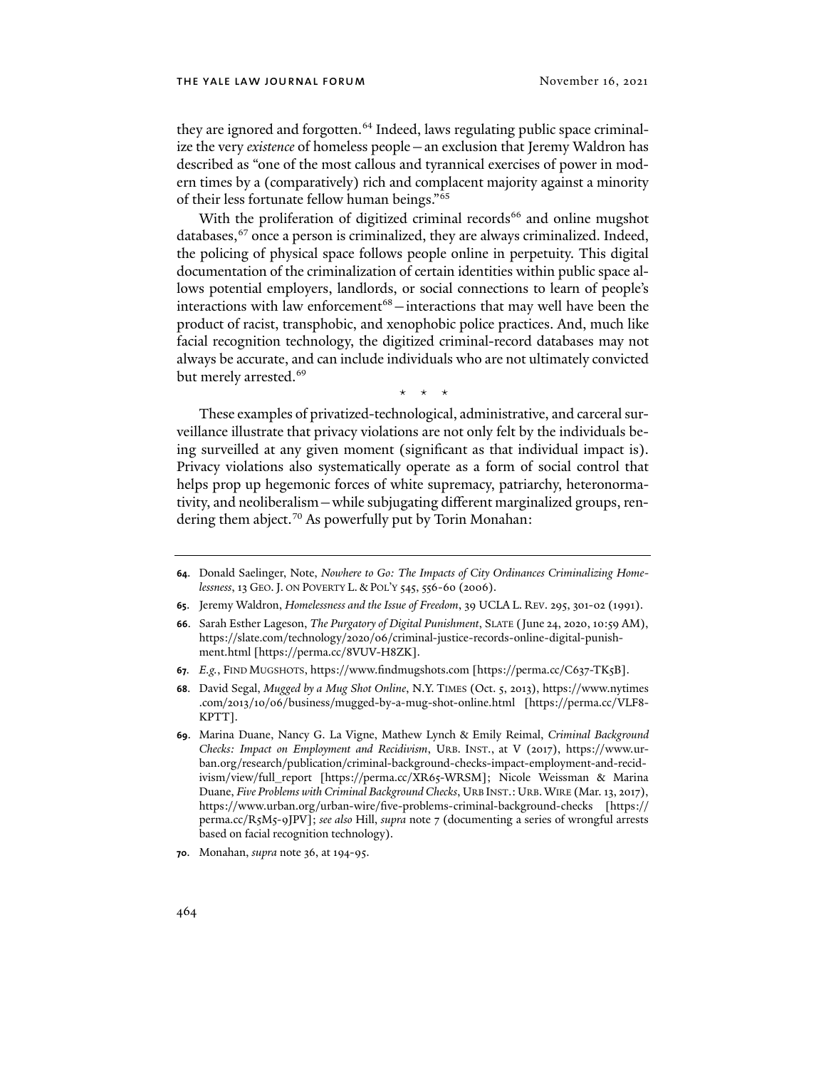they are ignored and forgotten.[64] Indeed, laws regulating public space criminalize the very *existence* of homeless people—an exclusion that Jeremy Waldron has described as "one of the most callous and tyrannical exercises of power in modern times by a (comparatively) rich and complacent majority against a minority of their less fortunate fellow human beings."[65]

With the proliferation of digitized criminal records[66] and online mugshot databases,[67] once a person is criminalized, they are always criminalized. Indeed, the policing of physical space follows people online in perpetuity. This digital documentation of the criminalization of certain identities within public space allows potential employers, landlords, or social connections to learn of people's interactions with law enforcement[68]—interactions that may well have been the product of racist, transphobic, and xenophobic police practices. And, much like facial recognition technology, the digitized criminal-record databases may not always be accurate, and can include individuals who are not ultimately convicted but merely arrested.[69]

\* \* \*

These examples of privatized-technological, administrative, and carceral surveillance illustrate that privacy violations are not only felt by the individuals being surveilled at any given moment (significant as that individual impact is). Privacy violations also systematically operate as a form of social control that helps prop up hegemonic forces of white supremacy, patriarchy, heteronormativity, and neoliberalism—while subjugating different marginalized groups, rendering them abject.[70] As powerfully put by Torin Monahan:

---

**64.** Donald Saelinger, Note, *Nowhere to Go: The Impacts of City Ordinances Criminalizing Homelessness*, 13 GEO. J. ON POVERTY L. & POL'Y 545, 556-60 (2006).

**65.** Jeremy Waldron, *Homelessness and the Issue of Freedom*, 39 UCLA L. REV. 295, 301-02 (1991).

**66.** Sarah Esther Lageson, *The Purgatory of Digital Punishment*, SLATE (June 24, 2020, 10:59 AM), https://slate.com/technology/2020/06/criminal-justice-records-online-digital-punishment.html [https://perma.cc/8VUV-H8ZK].

**67.** *E.g.*, FIND MUGSHOTS, https://www.findmugshots.com [https://perma.cc/C637-TK5B].

**68.** David Segal, *Mugged by a Mug Shot Online*, N.Y. TIMES (Oct. 5, 2013), https://www.nytimes.com/2013/10/06/business/mugged-by-a-mug-shot-online.html [https://perma.cc/VLF8-KPTT].

**69.** Marina Duane, Nancy G. La Vigne, Mathew Lynch & Emily Reimal, *Criminal Background Checks: Impact on Employment and Recidivism*, URB. INST., at V (2017), https://www.urban.org/research/publication/criminal-background-checks-impact-employment-and-recidivism/view/full_report [https://perma.cc/XR65-WRSM]; Nicole Weissman & Marina Duane, *Five Problems with Criminal Background Checks*, URB INST.: URB. WIRE (Mar. 13, 2017), https://www.urban.org/urban-wire/five-problems-criminal-background-checks [https://perma.cc/R5M5-9JPV]; *see also* Hill, *supra* note 7 (documenting a series of wrongful arrests based on facial recognition technology).

**70.** Monahan, *supra* note 36, at 194-95.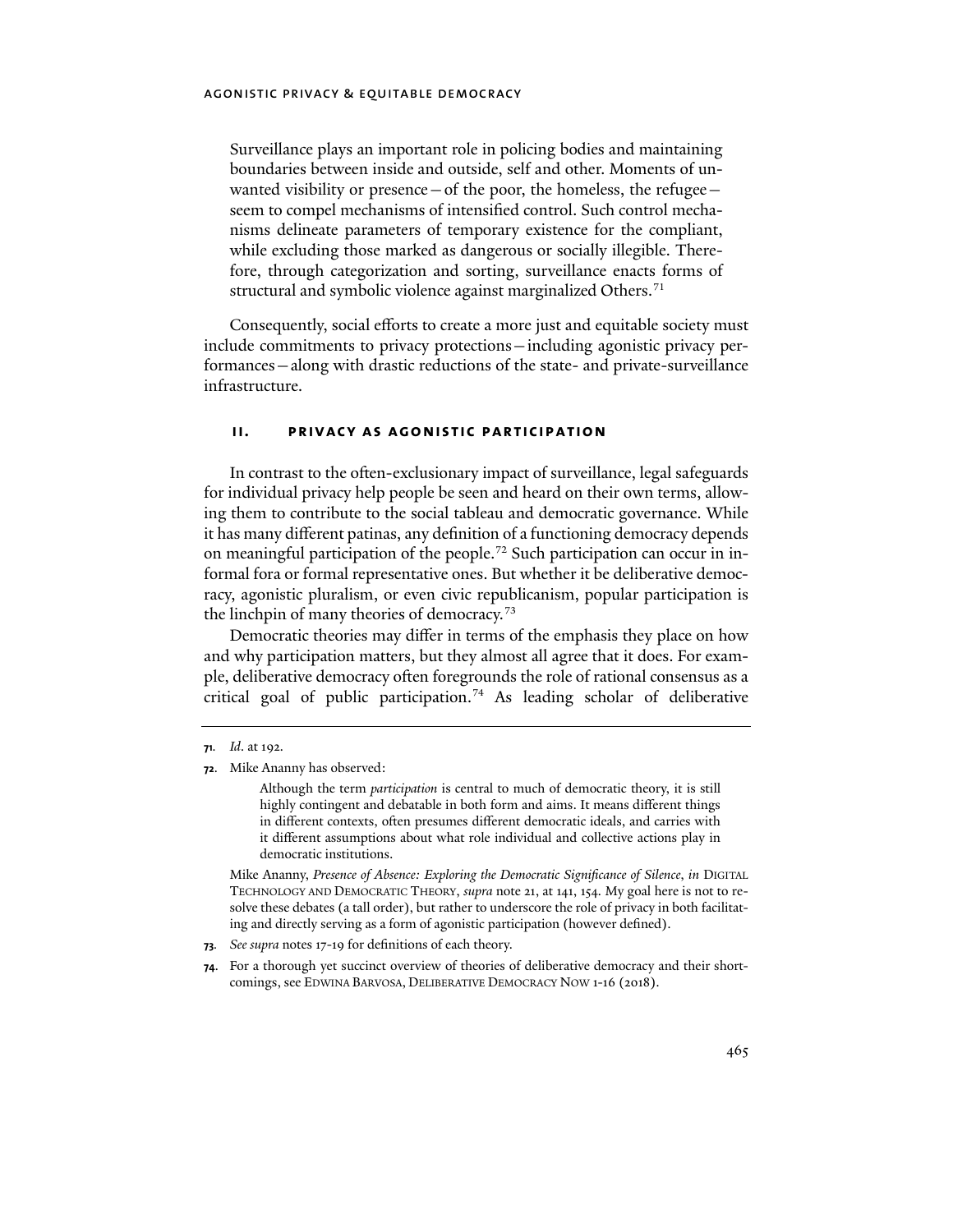> Surveillance plays an important role in policing bodies and maintaining boundaries between inside and outside, self and other. Moments of unwanted visibility or presence—of the poor, the homeless, the refugee—seem to compel mechanisms of intensified control. Such control mechanisms delineate parameters of temporary existence for the compliant, while excluding those marked as dangerous or socially illegible. Therefore, through categorization and sorting, surveillance enacts forms of structural and symbolic violence against marginalized Others.[71]

Consequently, social efforts to create a more just and equitable society must include commitments to privacy protections—including agonistic privacy performances—along with drastic reductions of the state- and private-surveillance infrastructure.

## II. PRIVACY AS AGONISTIC PARTICIPATION

In contrast to the often-exclusionary impact of surveillance, legal safeguards for individual privacy help people be seen and heard on their own terms, allowing them to contribute to the social tableau and democratic governance. While it has many different patinas, any definition of a functioning democracy depends on meaningful participation of the people.[72] Such participation can occur in informal fora or formal representative ones. But whether it be deliberative democracy, agonistic pluralism, or even civic republicanism, popular participation is the linchpin of many theories of democracy.[73]

Democratic theories may differ in terms of the emphasis they place on how and why participation matters, but they almost all agree that it does. For example, deliberative democracy often foregrounds the role of rational consensus as a critical goal of public participation.[74] As leading scholar of deliberative

---

**71**. *Id*. at 192.

**72**. Mike Ananny has observed:

> Although the term *participation* is central to much of democratic theory, it is still highly contingent and debatable in both form and aims. It means different things in different contexts, often presumes different democratic ideals, and carries with it different assumptions about what role individual and collective actions play in democratic institutions.

Mike Ananny, *Presence of Absence: Exploring the Democratic Significance of Silence*, *in* DIGITAL TECHNOLOGY AND DEMOCRATIC THEORY, *supra* note 21, at 141, 154. My goal here is not to resolve these debates (a tall order), but rather to underscore the role of privacy in both facilitating and directly serving as a form of agonistic participation (however defined).

**73**. *See supra* notes 17-19 for definitions of each theory.

**74**. For a thorough yet succinct overview of theories of deliberative democracy and their shortcomings, see EDWINA BARVOSA, DELIBERATIVE DEMOCRACY NOW 1-16 (2018).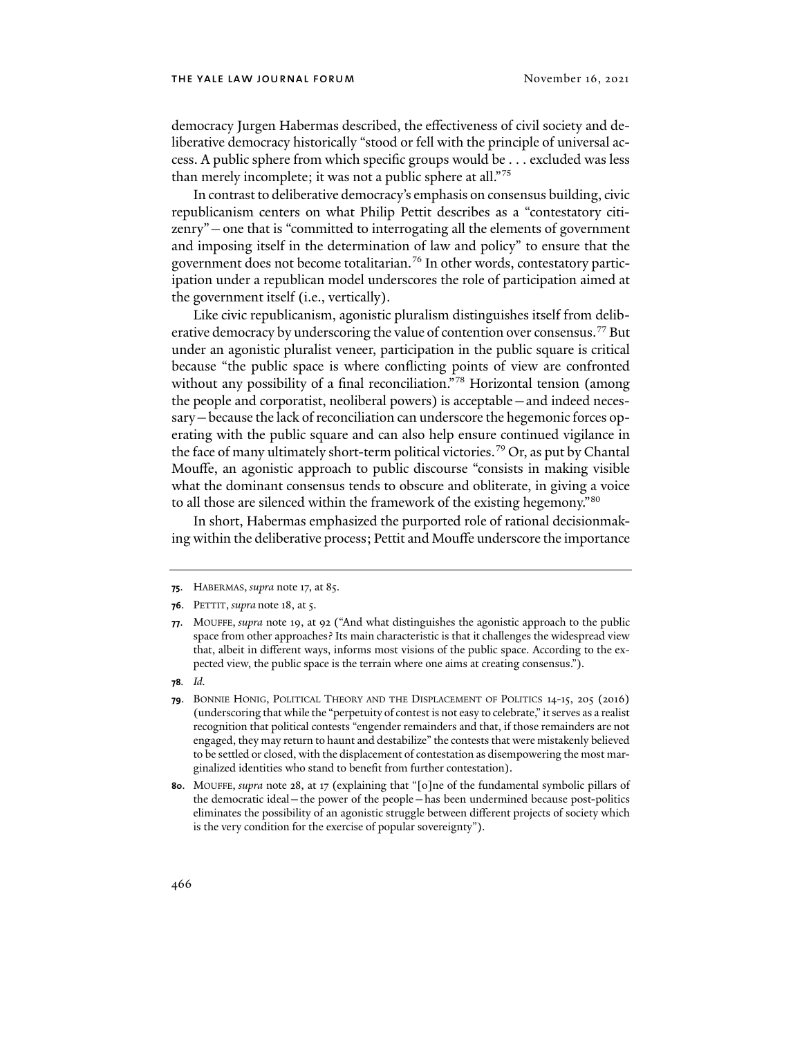democracy Jurgen Habermas described, the effectiveness of civil society and deliberative democracy historically "stood or fell with the principle of universal access. A public sphere from which specific groups would be . . . excluded was less than merely incomplete; it was not a public sphere at all."[75]

In contrast to deliberative democracy's emphasis on consensus building, civic republicanism centers on what Philip Pettit describes as a "contestatory citizenry"—one that is "committed to interrogating all the elements of government and imposing itself in the determination of law and policy" to ensure that the government does not become totalitarian.[76] In other words, contestatory participation under a republican model underscores the role of participation aimed at the government itself (i.e., vertically).

Like civic republicanism, agonistic pluralism distinguishes itself from deliberative democracy by underscoring the value of contention over consensus.[77] But under an agonistic pluralist veneer, participation in the public square is critical because "the public space is where conflicting points of view are confronted without any possibility of a final reconciliation."[78] Horizontal tension (among the people and corporatist, neoliberal powers) is acceptable—and indeed necessary—because the lack of reconciliation can underscore the hegemonic forces operating with the public square and can also help ensure continued vigilance in the face of many ultimately short-term political victories.[79] Or, as put by Chantal Mouffe, an agonistic approach to public discourse "consists in making visible what the dominant consensus tends to obscure and obliterate, in giving a voice to all those are silenced within the framework of the existing hegemony."[80]

In short, Habermas emphasized the purported role of rational decisionmaking within the deliberative process; Pettit and Mouffe underscore the importance

---

**75.** HABERMAS, *supra* note 17, at 85.

**76.** PETTIT, *supra* note 18, at 5.

**77.** MOUFFE, *supra* note 19, at 92 ("And what distinguishes the agonistic approach to the public space from other approaches? Its main characteristic is that it challenges the widespread view that, albeit in different ways, informs most visions of the public space. According to the expected view, the public space is the terrain where one aims at creating consensus.").

**78.** *Id.*

**79.** BONNIE HONIG, POLITICAL THEORY AND THE DISPLACEMENT OF POLITICS 14-15, 205 (2016) (underscoring that while the "perpetuity of contest is not easy to celebrate," it serves as a realist recognition that political contests "engender remainders and that, if those remainders are not engaged, they may return to haunt and destabilize" the contests that were mistakenly believed to be settled or closed, with the displacement of contestation as disempowering the most marginalized identities who stand to benefit from further contestation).

**80.** MOUFFE, *supra* note 28, at 17 (explaining that "[o]ne of the fundamental symbolic pillars of the democratic ideal—the power of the people—has been undermined because post-politics eliminates the possibility of an agonistic struggle between different projects of society which is the very condition for the exercise of popular sovereignty").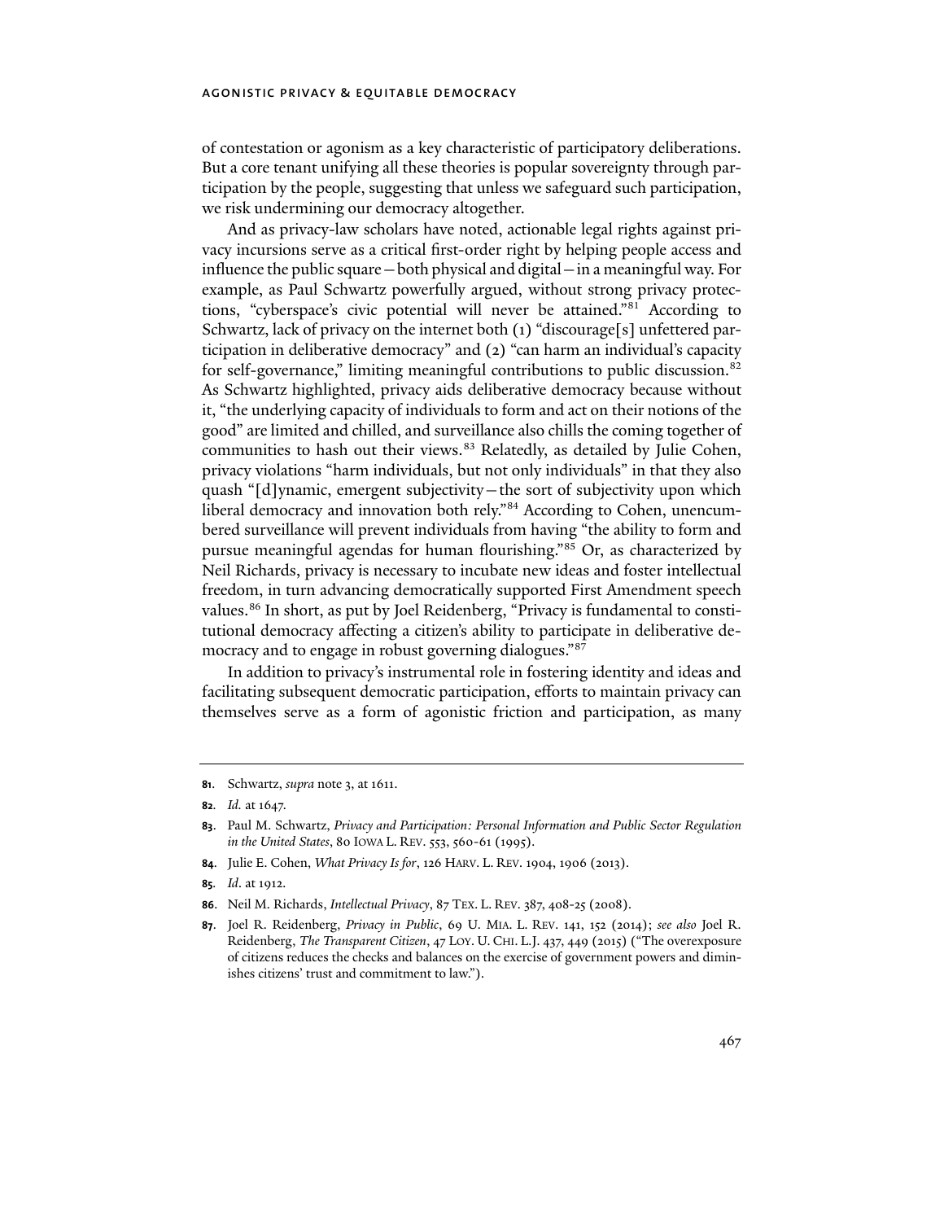of contestation or agonism as a key characteristic of participatory deliberations. But a core tenant unifying all these theories is popular sovereignty through participation by the people, suggesting that unless we safeguard such participation, we risk undermining our democracy altogether.

And as privacy-law scholars have noted, actionable legal rights against privacy incursions serve as a critical first-order right by helping people access and influence the public square—both physical and digital—in a meaningful way. For example, as Paul Schwartz powerfully argued, without strong privacy protections, "cyberspace's civic potential will never be attained."[81] According to Schwartz, lack of privacy on the internet both (1) "discourage[s] unfettered participation in deliberative democracy" and (2) "can harm an individual's capacity for self-governance," limiting meaningful contributions to public discussion.[82] As Schwartz highlighted, privacy aids deliberative democracy because without it, "the underlying capacity of individuals to form and act on their notions of the good" are limited and chilled, and surveillance also chills the coming together of communities to hash out their views.[83] Relatedly, as detailed by Julie Cohen, privacy violations "harm individuals, but not only individuals" in that they also quash "[d]ynamic, emergent subjectivity—the sort of subjectivity upon which liberal democracy and innovation both rely."[84] According to Cohen, unencumbered surveillance will prevent individuals from having "the ability to form and pursue meaningful agendas for human flourishing."[85] Or, as characterized by Neil Richards, privacy is necessary to incubate new ideas and foster intellectual freedom, in turn advancing democratically supported First Amendment speech values.[86] In short, as put by Joel Reidenberg, "Privacy is fundamental to constitutional democracy affecting a citizen's ability to participate in deliberative democracy and to engage in robust governing dialogues."[87]

In addition to privacy's instrumental role in fostering identity and ideas and facilitating subsequent democratic participation, efforts to maintain privacy can themselves serve as a form of agonistic friction and participation, as many

---

**81.** Schwartz, *supra* note 3, at 1611.

**82.** *Id.* at 1647.

**83.** Paul M. Schwartz, *Privacy and Participation: Personal Information and Public Sector Regulation in the United States*, 80 IOWA L. REV. 553, 560-61 (1995).

**84.** Julie E. Cohen, *What Privacy Is for*, 126 HARV. L. REV. 1904, 1906 (2013).

**85.** *Id.* at 1912.

**86.** Neil M. Richards, *Intellectual Privacy*, 87 TEX. L. REV. 387, 408-25 (2008).

**87.** Joel R. Reidenberg, *Privacy in Public*, 69 U. MIA. L. REV. 141, 152 (2014); *see also* Joel R. Reidenberg, *The Transparent Citizen*, 47 LOY. U. CHI. L.J. 437, 449 (2015) ("The overexposure of citizens reduces the checks and balances on the exercise of government powers and diminishes citizens' trust and commitment to law.").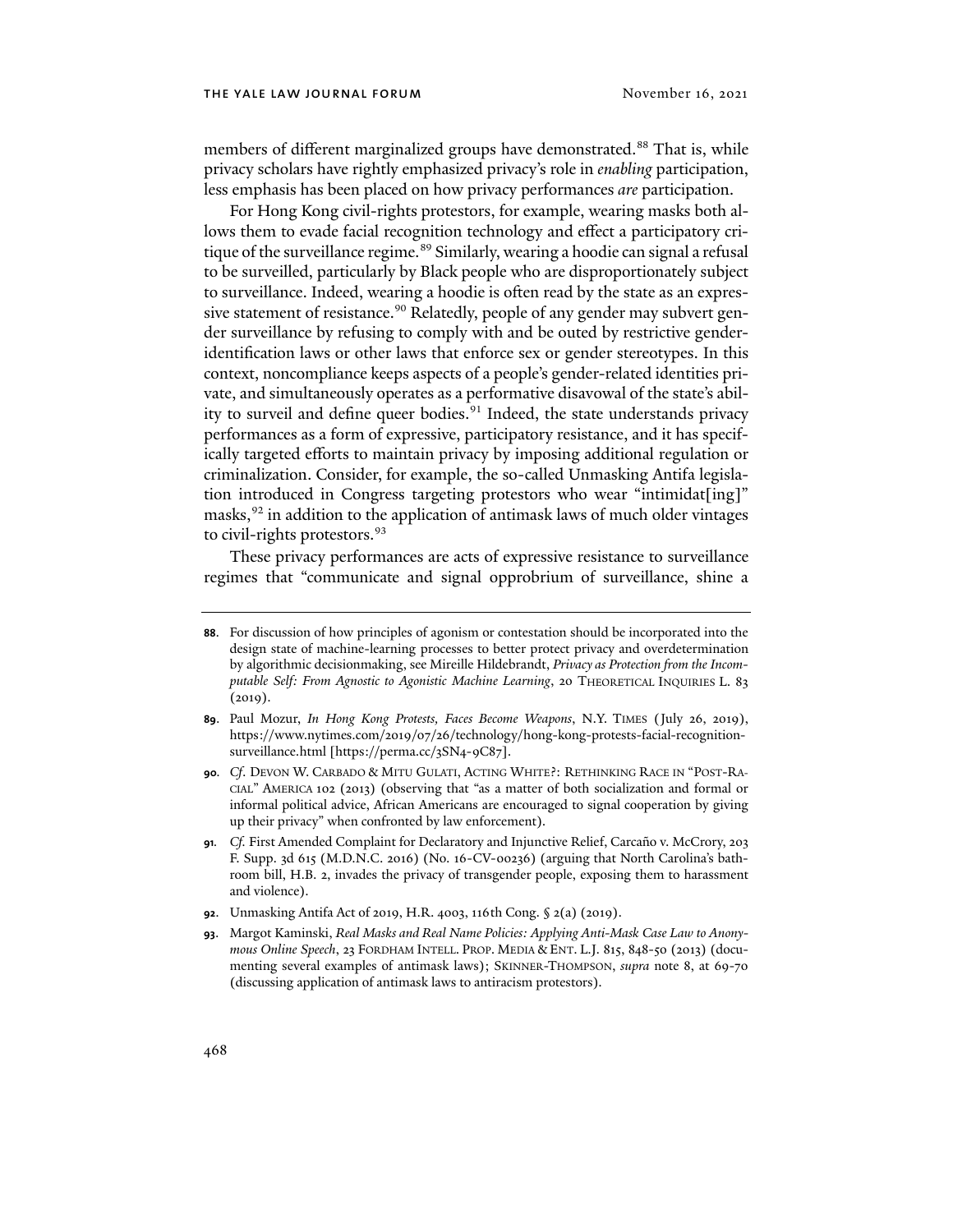members of different marginalized groups have demonstrated.[88] That is, while privacy scholars have rightly emphasized privacy's role in *enabling* participation, less emphasis has been placed on how privacy performances *are* participation.

For Hong Kong civil-rights protestors, for example, wearing masks both allows them to evade facial recognition technology and effect a participatory critique of the surveillance regime.[89] Similarly, wearing a hoodie can signal a refusal to be surveilled, particularly by Black people who are disproportionately subject to surveillance. Indeed, wearing a hoodie is often read by the state as an expressive statement of resistance.[90] Relatedly, people of any gender may subvert gender surveillance by refusing to comply with and be outed by restrictive gender-identification laws or other laws that enforce sex or gender stereotypes. In this context, noncompliance keeps aspects of a people's gender-related identities private, and simultaneously operates as a performative disavowal of the state's ability to surveil and define queer bodies.[91] Indeed, the state understands privacy performances as a form of expressive, participatory resistance, and it has specifically targeted efforts to maintain privacy by imposing additional regulation or criminalization. Consider, for example, the so-called Unmasking Antifa legislation introduced in Congress targeting protestors who wear "intimidat[ing]" masks,[92] in addition to the application of antimask laws of much older vintages to civil-rights protestors.[93]

These privacy performances are acts of expressive resistance to surveillance regimes that "communicate and signal opprobrium of surveillance, shine a

---

88. For discussion of how principles of agonism or contestation should be incorporated into the design state of machine-learning processes to better protect privacy and overdetermination by algorithmic decisionmaking, see Mireille Hildebrandt, *Privacy as Protection from the Incomputable Self: From Agnostic to Agonistic Machine Learning*, 20 THEORETICAL INQUIRIES L. 83 (2019).

89. Paul Mozur, *In Hong Kong Protests, Faces Become Weapons*, N.Y. TIMES (July 26, 2019), https://www.nytimes.com/2019/07/26/technology/hong-kong-protests-facial-recognition-surveillance.html [https://perma.cc/3SN4-9C87].

90. *Cf.* DEVON W. CARBADO & MITU GULATI, ACTING WHITE?: RETHINKING RACE IN "POST-RACIAL" AMERICA 102 (2013) (observing that "as a matter of both socialization and formal or informal political advice, African Americans are encouraged to signal cooperation by giving up their privacy" when confronted by law enforcement).

91. *Cf.* First Amended Complaint for Declaratory and Injunctive Relief, Carcaño v. McCrory, 203 F. Supp. 3d 615 (M.D.N.C. 2016) (No. 16-CV-00236) (arguing that North Carolina's bathroom bill, H.B. 2, invades the privacy of transgender people, exposing them to harassment and violence).

92. Unmasking Antifa Act of 2019, H.R. 4003, 116th Cong. § 2(a) (2019).

93. Margot Kaminski, *Real Masks and Real Name Policies: Applying Anti-Mask Case Law to Anonymous Online Speech*, 23 FORDHAM INTELL. PROP. MEDIA & ENT. L.J. 815, 848-50 (2013) (documenting several examples of antimask laws); SKINNER-THOMPSON, *supra* note 8, at 69-70 (discussing application of antimask laws to antiracism protestors).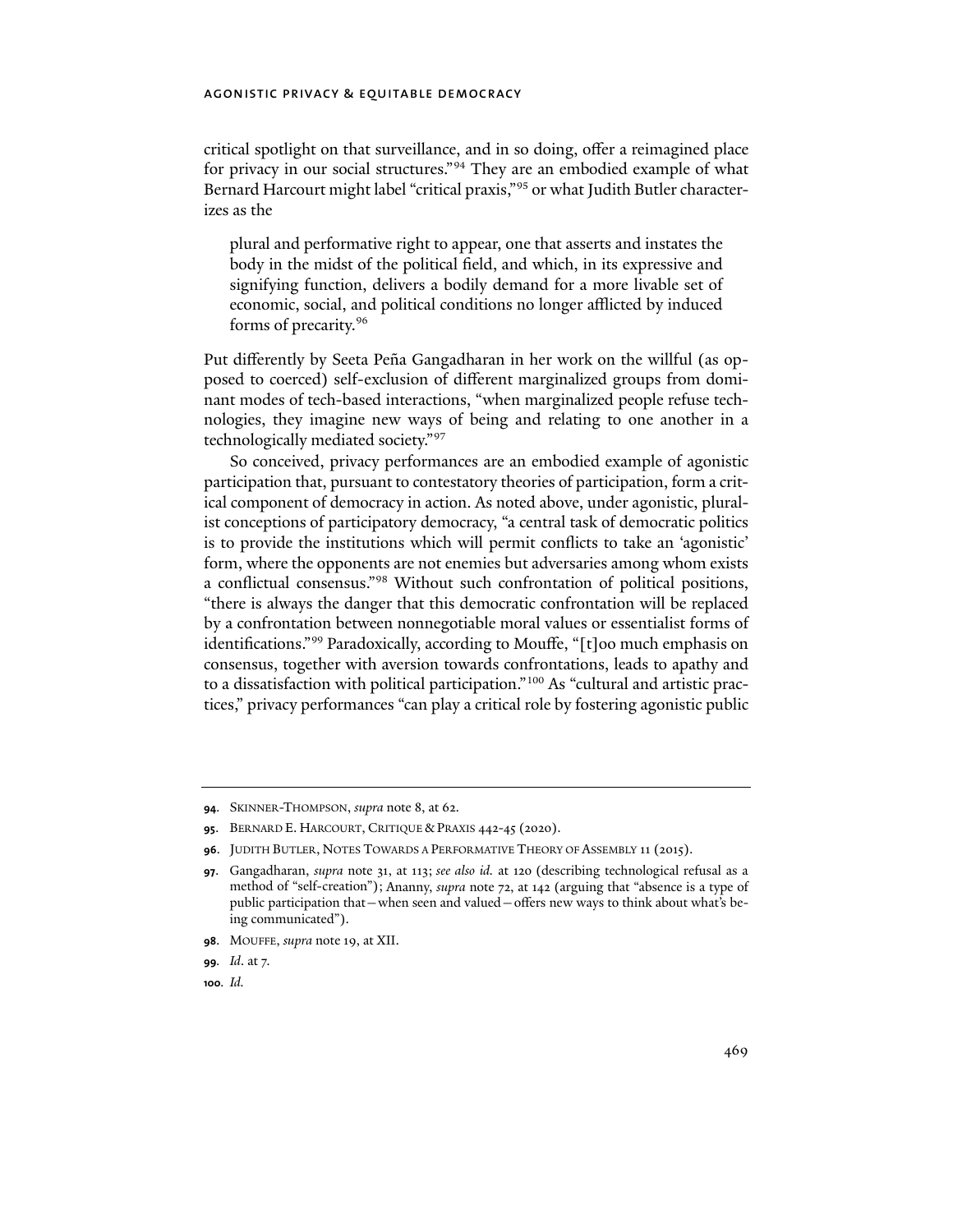critical spotlight on that surveillance, and in so doing, offer a reimagined place for privacy in our social structures."[94] They are an embodied example of what Bernard Harcourt might label "critical praxis,"[95] or what Judith Butler characterizes as the

> plural and performative right to appear, one that asserts and instates the body in the midst of the political field, and which, in its expressive and signifying function, delivers a bodily demand for a more livable set of economic, social, and political conditions no longer afflicted by induced forms of precarity.[96]

Put differently by Seeta Peña Gangadharan in her work on the willful (as opposed to coerced) self-exclusion of different marginalized groups from dominant modes of tech-based interactions, "when marginalized people refuse technologies, they imagine new ways of being and relating to one another in a technologically mediated society."[97]

So conceived, privacy performances are an embodied example of agonistic participation that, pursuant to contestatory theories of participation, form a critical component of democracy in action. As noted above, under agonistic, pluralist conceptions of participatory democracy, "a central task of democratic politics is to provide the institutions which will permit conflicts to take an 'agonistic' form, where the opponents are not enemies but adversaries among whom exists a conflictual consensus."[98] Without such confrontation of political positions, "there is always the danger that this democratic confrontation will be replaced by a confrontation between nonnegotiable moral values or essentialist forms of identifications."[99] Paradoxically, according to Mouffe, "[t]oo much emphasis on consensus, together with aversion towards confrontations, leads to apathy and to a dissatisfaction with political participation."[100] As "cultural and artistic practices," privacy performances "can play a critical role by fostering agonistic public

---

**94.** SKINNER-THOMPSON, *supra* note 8, at 62.

**95.** BERNARD E. HARCOURT, CRITIQUE & PRAXIS 442-45 (2020).

**96.** JUDITH BUTLER, NOTES TOWARDS A PERFORMATIVE THEORY OF ASSEMBLY 11 (2015).

**97.** Gangadharan, *supra* note 31, at 113; *see also id.* at 120 (describing technological refusal as a method of "self-creation"); Ananny, *supra* note 72, at 142 (arguing that "absence is a type of public participation that—when seen and valued—offers new ways to think about what's being communicated").

**98.** MOUFFE, *supra* note 19, at XII.

**99.** *Id*. at 7.

**100.** *Id.*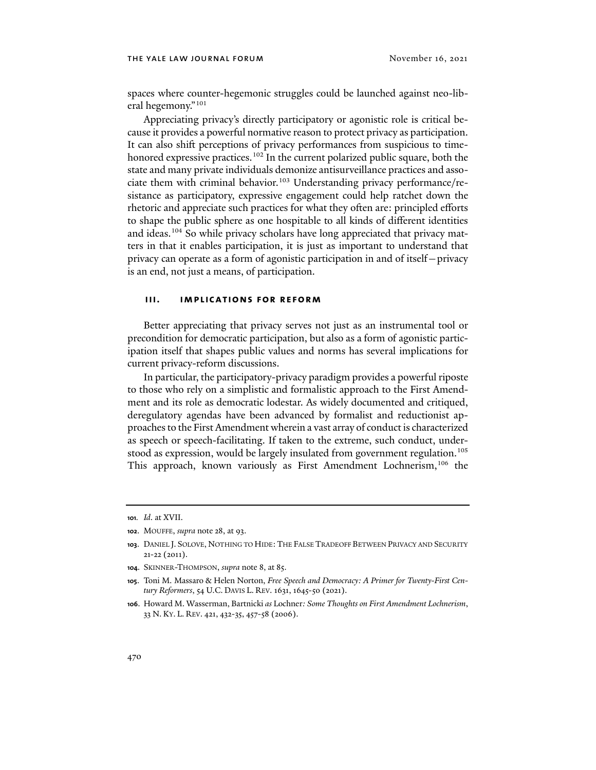spaces where counter-hegemonic struggles could be launched against neo-liberal hegemony."[101]

Appreciating privacy's directly participatory or agonistic role is critical because it provides a powerful normative reason to protect privacy as participation. It can also shift perceptions of privacy performances from suspicious to time-honored expressive practices.[102] In the current polarized public square, both the state and many private individuals demonize antisurveillance practices and associate them with criminal behavior.[103] Understanding privacy performance/resistance as participatory, expressive engagement could help ratchet down the rhetoric and appreciate such practices for what they often are: principled efforts to shape the public sphere as one hospitable to all kinds of different identities and ideas.[104] So while privacy scholars have long appreciated that privacy matters in that it enables participation, it is just as important to understand that privacy can operate as a form of agonistic participation in and of itself—privacy is an end, not just a means, of participation.

## III. IMPLICATIONS FOR REFORM

Better appreciating that privacy serves not just as an instrumental tool or precondition for democratic participation, but also as a form of agonistic participation itself that shapes public values and norms has several implications for current privacy-reform discussions.

In particular, the participatory-privacy paradigm provides a powerful riposte to those who rely on a simplistic and formalistic approach to the First Amendment and its role as democratic lodestar. As widely documented and critiqued, deregulatory agendas have been advanced by formalist and reductionist approaches to the First Amendment wherein a vast array of conduct is characterized as speech or speech-facilitating. If taken to the extreme, such conduct, understood as expression, would be largely insulated from government regulation.[105] This approach, known variously as First Amendment Lochnerism,[106] the

---

101. *Id*. at XVII.

102. MOUFFE, *supra* note 28, at 93.

103. DANIEL J. SOLOVE, NOTHING TO HIDE: THE FALSE TRADEOFF BETWEEN PRIVACY AND SECURITY 21-22 (2011).

104. SKINNER-THOMPSON, *supra* note 8, at 85.

105. Toni M. Massaro & Helen Norton, *Free Speech and Democracy: A Primer for Twenty-First Century Reformers*, 54 U.C. DAVIS L. REV. 1631, 1645-50 (2021).

106. Howard M. Wasserman, *Bartnicki as Lochner: Some Thoughts on First Amendment Lochnerism*, 33 N. KY. L. REV. 421, 432-35, 457-58 (2006).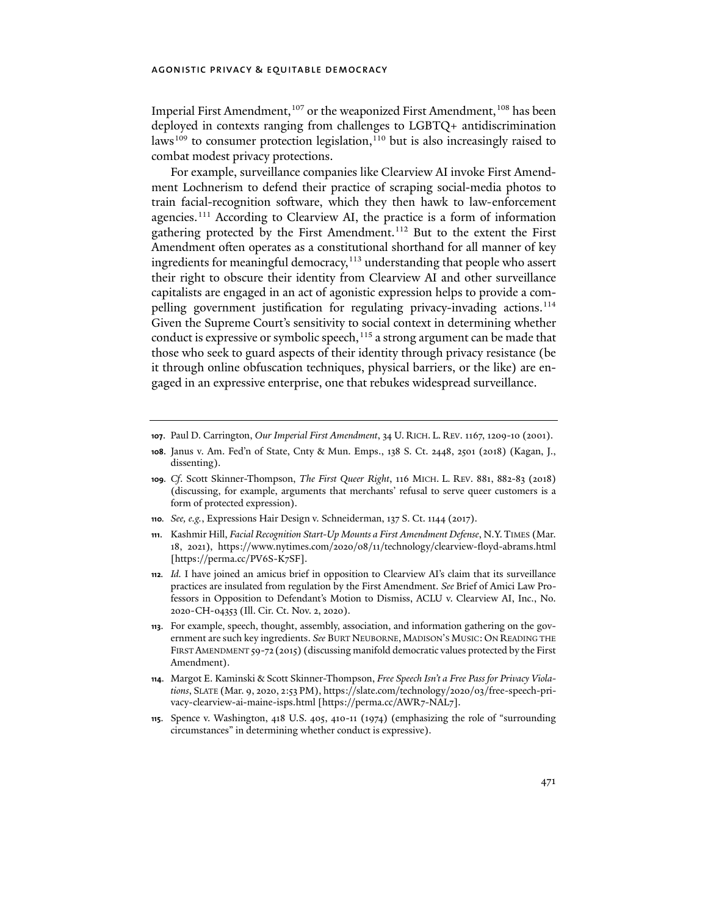Imperial First Amendment,[107] or the weaponized First Amendment,[108] has been deployed in contexts ranging from challenges to LGBTQ+ antidiscrimination laws[109] to consumer protection legislation,[110] but is also increasingly raised to combat modest privacy protections.

For example, surveillance companies like Clearview AI invoke First Amendment Lochnerism to defend their practice of scraping social-media photos to train facial-recognition software, which they then hawk to law-enforcement agencies.[111] According to Clearview AI, the practice is a form of information gathering protected by the First Amendment.[112] But to the extent the First Amendment often operates as a constitutional shorthand for all manner of key ingredients for meaningful democracy,[113] understanding that people who assert their right to obscure their identity from Clearview AI and other surveillance capitalists are engaged in an act of agonistic expression helps to provide a compelling government justification for regulating privacy-invading actions.[114] Given the Supreme Court's sensitivity to social context in determining whether conduct is expressive or symbolic speech,[115] a strong argument can be made that those who seek to guard aspects of their identity through privacy resistance (be it through online obfuscation techniques, physical barriers, or the like) are engaged in an expressive enterprise, one that rebukes widespread surveillance.

---

107. Paul D. Carrington, *Our Imperial First Amendment*, 34 U. RICH. L. REV. 1167, 1209-10 (2001).

108. Janus v. Am. Fed'n of State, Cnty & Mun. Emps., 138 S. Ct. 2448, 2501 (2018) (Kagan, J., dissenting).

109. *Cf*. Scott Skinner-Thompson, *The First Queer Right*, 116 MICH. L. REV. 881, 882-83 (2018) (discussing, for example, arguments that merchants' refusal to serve queer customers is a form of protected expression).

110. *See, e.g.*, Expressions Hair Design v. Schneiderman, 137 S. Ct. 1144 (2017).

111. Kashmir Hill, *Facial Recognition Start-Up Mounts a First Amendment Defense*, N.Y. TIMES (Mar. 18, 2021), https://www.nytimes.com/2020/08/11/technology/clearview-floyd-abrams.html [https://perma.cc/PV6S-K7SF].

112. *Id*. I have joined an amicus brief in opposition to Clearview AI's claim that its surveillance practices are insulated from regulation by the First Amendment. *See* Brief of Amici Law Professors in Opposition to Defendant's Motion to Dismiss, ACLU v. Clearview AI, Inc., No. 2020-CH-04353 (Ill. Cir. Ct. Nov. 2, 2020).

113. For example, speech, thought, assembly, association, and information gathering on the government are such key ingredients. *See* BURT NEUBORNE, MADISON'S MUSIC: ON READING THE FIRST AMENDMENT 59-72 (2015) (discussing manifold democratic values protected by the First Amendment).

114. Margot E. Kaminski & Scott Skinner-Thompson, *Free Speech Isn't a Free Pass for Privacy Violations*, SLATE (Mar. 9, 2020, 2:53 PM), https://slate.com/technology/2020/03/free-speech-privacy-clearview-ai-maine-isps.html [https://perma.cc/AWR7-NAL7].

115. Spence v. Washington, 418 U.S. 405, 410-11 (1974) (emphasizing the role of "surrounding circumstances" in determining whether conduct is expressive).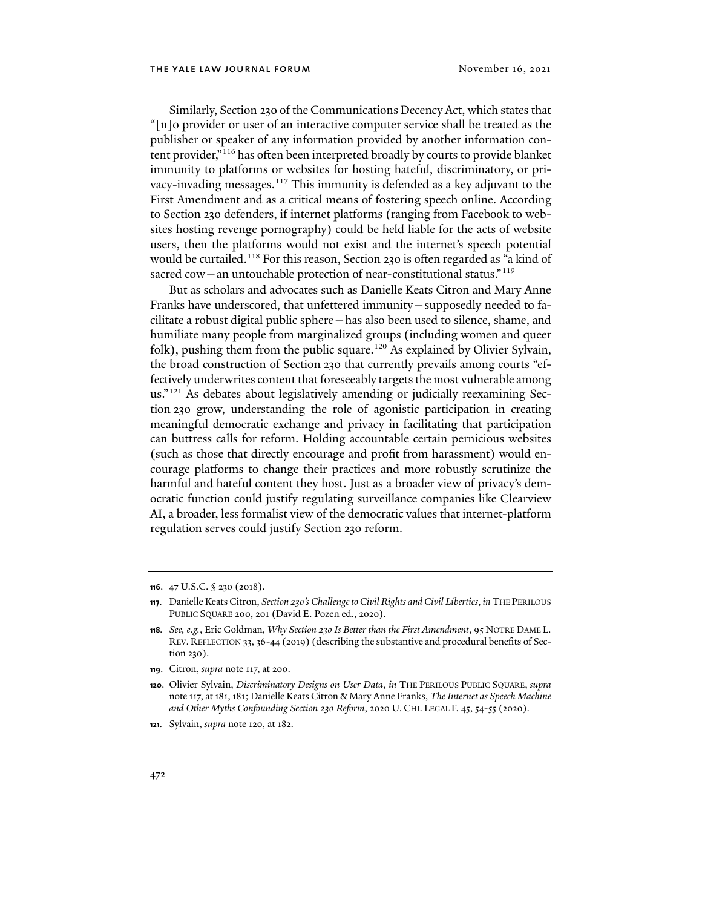Similarly, Section 230 of the Communications Decency Act, which states that "[n]o provider or user of an interactive computer service shall be treated as the publisher or speaker of any information provided by another information content provider,"[116] has often been interpreted broadly by courts to provide blanket immunity to platforms or websites for hosting hateful, discriminatory, or privacy-invading messages.[117] This immunity is defended as a key adjuvant to the First Amendment and as a critical means of fostering speech online. According to Section 230 defenders, if internet platforms (ranging from Facebook to websites hosting revenge pornography) could be held liable for the acts of website users, then the platforms would not exist and the internet's speech potential would be curtailed.[118] For this reason, Section 230 is often regarded as "a kind of sacred cow—an untouchable protection of near-constitutional status."[119]

But as scholars and advocates such as Danielle Keats Citron and Mary Anne Franks have underscored, that unfettered immunity—supposedly needed to facilitate a robust digital public sphere—has also been used to silence, shame, and humiliate many people from marginalized groups (including women and queer folk), pushing them from the public square.[120] As explained by Olivier Sylvain, the broad construction of Section 230 that currently prevails among courts "effectively underwrites content that foreseeably targets the most vulnerable among us."[121] As debates about legislatively amending or judicially reexamining Section 230 grow, understanding the role of agonistic participation in creating meaningful democratic exchange and privacy in facilitating that participation can buttress calls for reform. Holding accountable certain pernicious websites (such as those that directly encourage and profit from harassment) would encourage platforms to change their practices and more robustly scrutinize the harmful and hateful content they host. Just as a broader view of privacy's democratic function could justify regulating surveillance companies like Clearview AI, a broader, less formalist view of the democratic values that internet-platform regulation serves could justify Section 230 reform.

---

**116.** 47 U.S.C. § 230 (2018).

**117.** Danielle Keats Citron, *Section 230's Challenge to Civil Rights and Civil Liberties*, *in* THE PERILOUS PUBLIC SQUARE 200, 201 (David E. Pozen ed., 2020).

**118.** *See, e.g.*, Eric Goldman, *Why Section 230 Is Better than the First Amendment*, 95 NOTRE DAME L. REV. REFLECTION 33, 36-44 (2019) (describing the substantive and procedural benefits of Section 230).

**119.** Citron, *supra* note 117, at 200.

**120.** Olivier Sylvain, *Discriminatory Designs on User Data*, *in* THE PERILOUS PUBLIC SQUARE, *supra* note 117, at 181, 181; Danielle Keats Citron & Mary Anne Franks, *The Internet as Speech Machine and Other Myths Confounding Section 230 Reform*, 2020 U. CHI. LEGAL F. 45, 54-55 (2020).

**121.** Sylvain, *supra* note 120, at 182.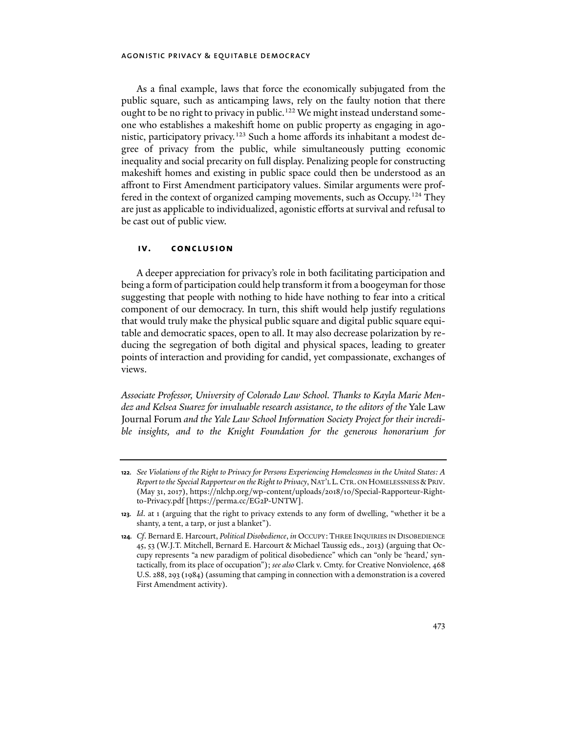As a final example, laws that force the economically subjugated from the public square, such as anticamping laws, rely on the faulty notion that there ought to be no right to privacy in public.[122] We might instead understand someone who establishes a makeshift home on public property as engaging in agonistic, participatory privacy.[123] Such a home affords its inhabitant a modest degree of privacy from the public, while simultaneously putting economic inequality and social precarity on full display. Penalizing people for constructing makeshift homes and existing in public space could then be understood as an affront to First Amendment participatory values. Similar arguments were proffered in the context of organized camping movements, such as Occupy.[124] They are just as applicable to individualized, agonistic efforts at survival and refusal to be cast out of public view.

## IV. CONCLUSION

A deeper appreciation for privacy's role in both facilitating participation and being a form of participation could help transform it from a boogeyman for those suggesting that people with nothing to hide have nothing to fear into a critical component of our democracy. In turn, this shift would help justify regulations that would truly make the physical public square and digital public square equitable and democratic spaces, open to all. It may also decrease polarization by reducing the segregation of both digital and physical spaces, leading to greater points of interaction and providing for candid, yet compassionate, exchanges of views.

*Associate Professor, University of Colorado Law School. Thanks to Kayla Marie Mendez and Kelsea Suarez for invaluable research assistance, to the editors of the* Yale Law Journal Forum *and the Yale Law School Information Society Project for their incredible insights, and to the Knight Foundation for the generous honorarium for*

---

**122.** *See Violations of the Right to Privacy for Persons Experiencing Homelessness in the United States: A Report to the Special Rapporteur on the Right to Privacy*, NAT'L L. CTR. ON HOMELESSNESS & PRIV. (May 31, 2017), https://nlchp.org/wp-content/uploads/2018/10/Special-Rapporteur-Right-to-Privacy.pdf [https://perma.cc/EG2P-UNTW].

**123.** *Id.* at 1 (arguing that the right to privacy extends to any form of dwelling, "whether it be a shanty, a tent, a tarp, or just a blanket").

**124.** *Cf.* Bernard E. Harcourt, *Political Disobedience*, *in* OCCUPY: THREE INQUIRIES IN DISOBEDIENCE 45, 53 (W.J.T. Mitchell, Bernard E. Harcourt & Michael Taussig eds., 2013) (arguing that Occupy represents "a new paradigm of political disobedience" which can "only be 'heard,' syntactically, from its place of occupation"); *see also* Clark v. Cmty. for Creative Nonviolence, 468 U.S. 288, 293 (1984) (assuming that camping in connection with a demonstration is a covered First Amendment activity).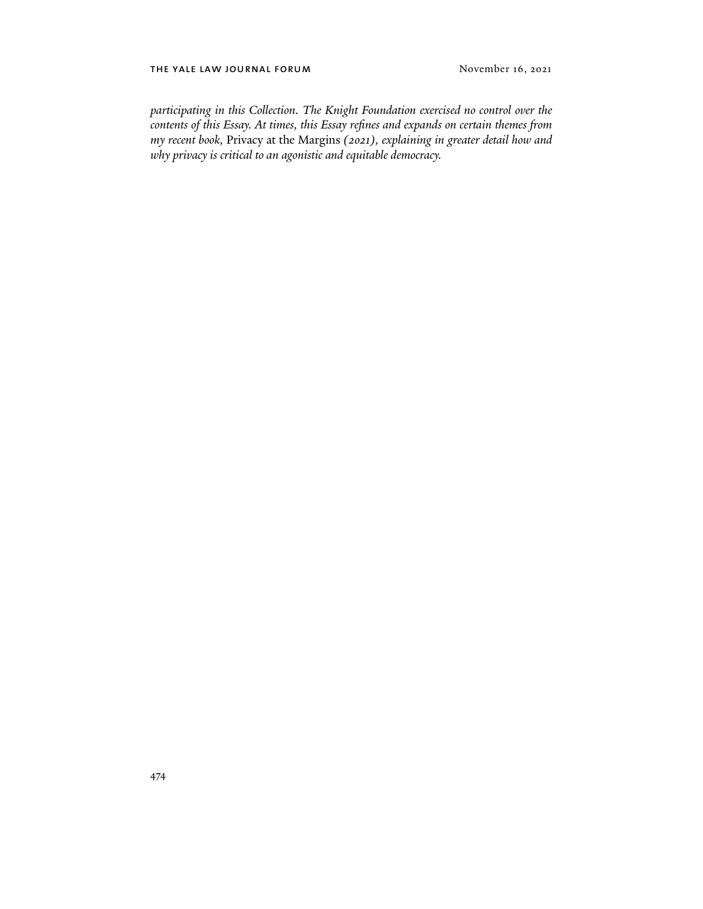*participating in this Collection. The Knight Foundation exercised no control over the contents of this Essay. At times, this Essay refines and expands on certain themes from my recent book,* Privacy at the Margins *(2021), explaining in greater detail how and why privacy is critical to an agonistic and equitable democracy.*